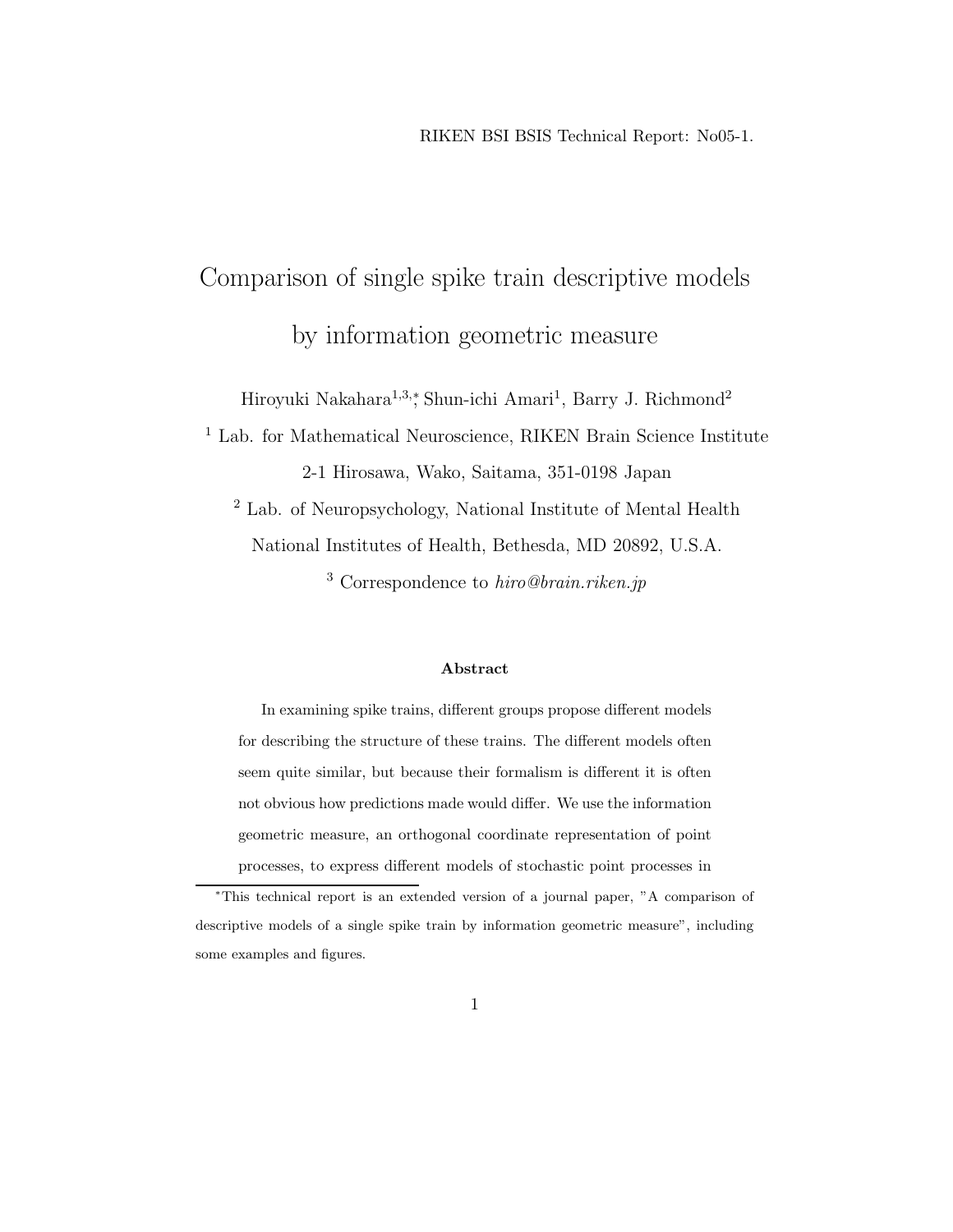RIKEN BSI BSIS Technical Report: No05-1.

# Comparison of single spike train descriptive models by information geometric measure

Hiroyuki Nakahara[1,3,*], Shun-ichi Amari[1], Barry J. Richmond[2]

[1] Lab. for Mathematical Neuroscience, RIKEN Brain Science Institute
2-1 Hirosawa, Wako, Saitama, 351-0198 Japan

[2] Lab. of Neuropsychology, National Institute of Mental Health
National Institutes of Health, Bethesda, MD 20892, U.S.A.

[3] Correspondence to *hiro@brain.riken.jp*

**Abstract**

In examining spike trains, different groups propose different models for describing the structure of these trains. The different models often seem quite similar, but because their formalism is different it is often not obvious how predictions made would differ. We use the information geometric measure, an orthogonal coordinate representation of point processes, to express different models of stochastic point processes in

[*] This technical report is an extended version of a journal paper, "A comparison of descriptive models of a single spike train by information geometric measure", including some examples and figures.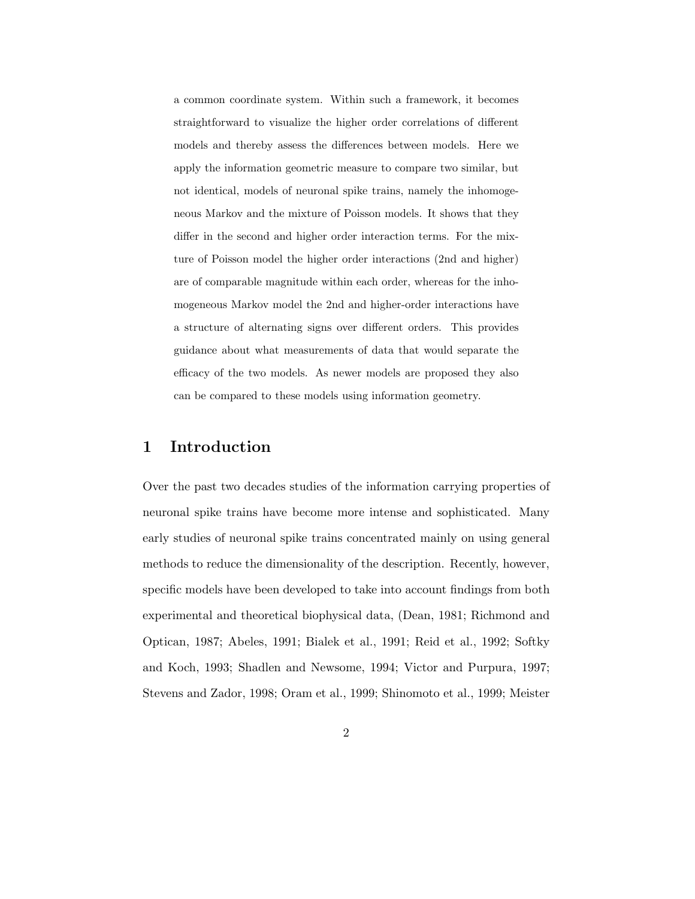a common coordinate system. Within such a framework, it becomes straightforward to visualize the higher order correlations of different models and thereby assess the differences between models. Here we apply the information geometric measure to compare two similar, but not identical, models of neuronal spike trains, namely the inhomogeneous Markov and the mixture of Poisson models. It shows that they differ in the second and higher order interaction terms. For the mixture of Poisson model the higher order interactions (2nd and higher) are of comparable magnitude within each order, whereas for the inhomogeneous Markov model the 2nd and higher-order interactions have a structure of alternating signs over different orders. This provides guidance about what measurements of data that would separate the efficacy of the two models. As newer models are proposed they also can be compared to these models using information geometry.

# 1 Introduction

Over the past two decades studies of the information carrying properties of neuronal spike trains have become more intense and sophisticated. Many early studies of neuronal spike trains concentrated mainly on using general methods to reduce the dimensionality of the description. Recently, however, specific models have been developed to take into account findings from both experimental and theoretical biophysical data, (Dean, 1981; Richmond and Optican, 1987; Abeles, 1991; Bialek et al., 1991; Reid et al., 1992; Softky and Koch, 1993; Shadlen and Newsome, 1994; Victor and Purpura, 1997; Stevens and Zador, 1998; Oram et al., 1999; Shinomoto et al., 1999; Meister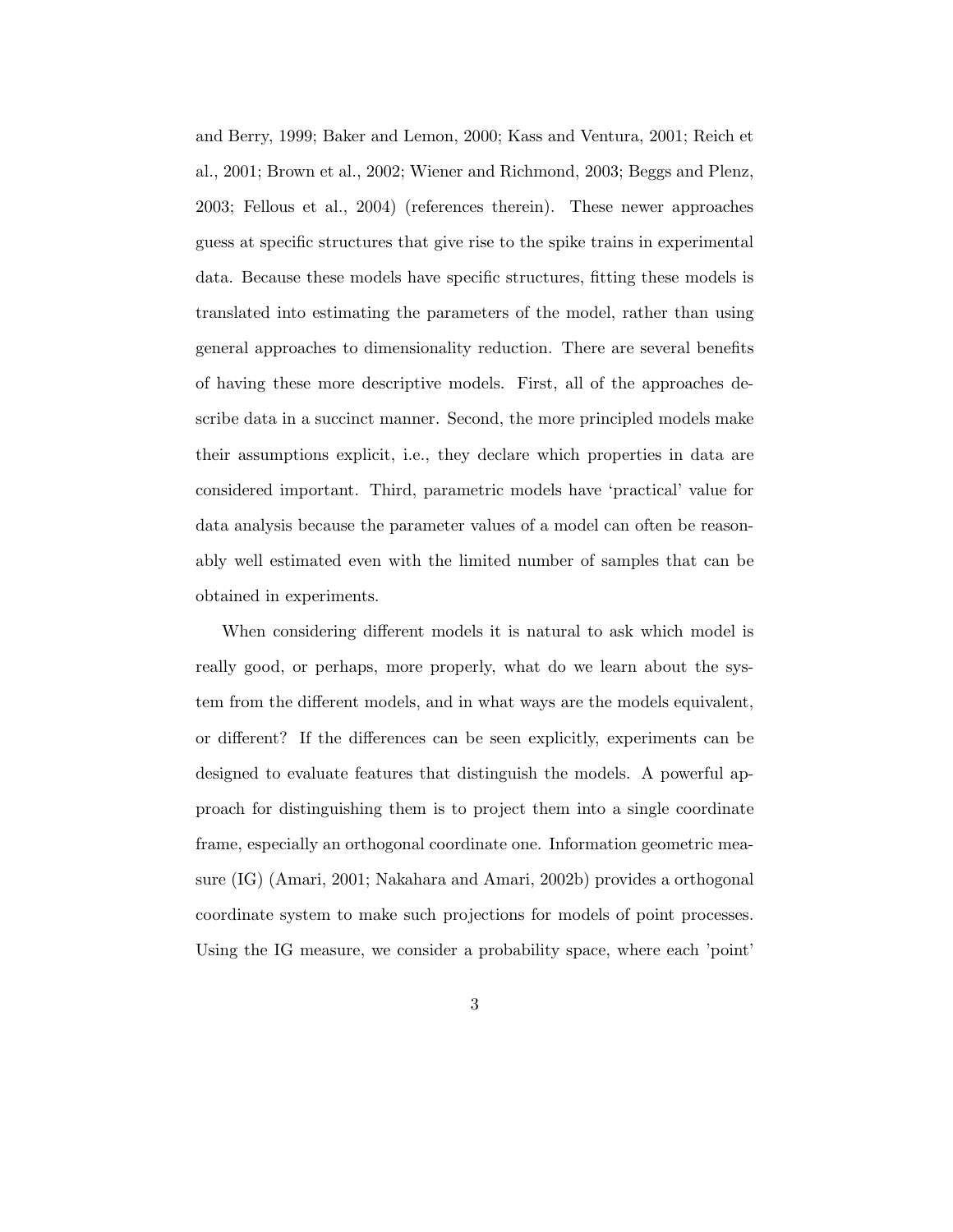and Berry, 1999; Baker and Lemon, 2000; Kass and Ventura, 2001; Reich et al., 2001; Brown et al., 2002; Wiener and Richmond, 2003; Beggs and Plenz, 2003; Fellous et al., 2004) (references therein). These newer approaches guess at specific structures that give rise to the spike trains in experimental data. Because these models have specific structures, fitting these models is translated into estimating the parameters of the model, rather than using general approaches to dimensionality reduction. There are several benefits of having these more descriptive models. First, all of the approaches describe data in a succinct manner. Second, the more principled models make their assumptions explicit, i.e., they declare which properties in data are considered important. Third, parametric models have 'practical' value for data analysis because the parameter values of a model can often be reasonably well estimated even with the limited number of samples that can be obtained in experiments.

When considering different models it is natural to ask which model is really good, or perhaps, more properly, what do we learn about the system from the different models, and in what ways are the models equivalent, or different? If the differences can be seen explicitly, experiments can be designed to evaluate features that distinguish the models. A powerful approach for distinguishing them is to project them into a single coordinate frame, especially an orthogonal coordinate one. Information geometric measure (IG) (Amari, 2001; Nakahara and Amari, 2002b) provides a orthogonal coordinate system to make such projections for models of point processes. Using the IG measure, we consider a probability space, where each 'point'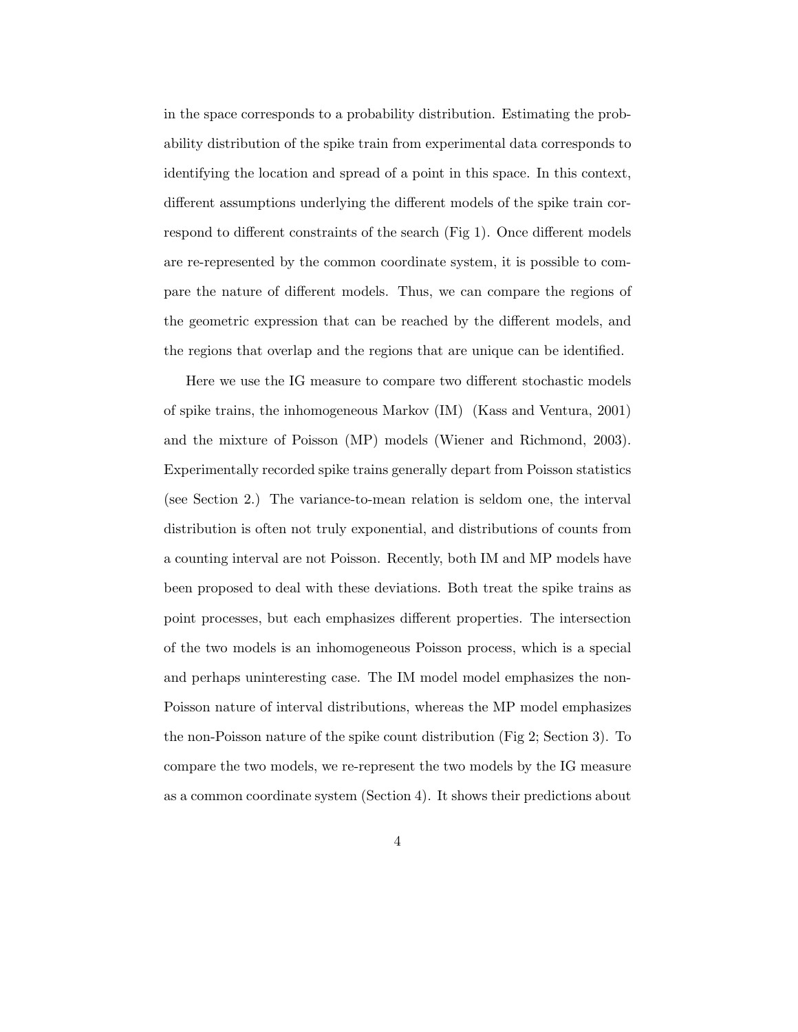in the space corresponds to a probability distribution. Estimating the probability distribution of the spike train from experimental data corresponds to identifying the location and spread of a point in this space. In this context, different assumptions underlying the different models of the spike train correspond to different constraints of the search (Fig 1). Once different models are re-represented by the common coordinate system, it is possible to compare the nature of different models. Thus, we can compare the regions of the geometric expression that can be reached by the different models, and the regions that overlap and the regions that are unique can be identified.

Here we use the IG measure to compare two different stochastic models of spike trains, the inhomogeneous Markov (IM) (Kass and Ventura, 2001) and the mixture of Poisson (MP) models (Wiener and Richmond, 2003). Experimentally recorded spike trains generally depart from Poisson statistics (see Section 2.) The variance-to-mean relation is seldom one, the interval distribution is often not truly exponential, and distributions of counts from a counting interval are not Poisson. Recently, both IM and MP models have been proposed to deal with these deviations. Both treat the spike trains as point processes, but each emphasizes different properties. The intersection of the two models is an inhomogeneous Poisson process, which is a special and perhaps uninteresting case. The IM model model emphasizes the non-Poisson nature of interval distributions, whereas the MP model emphasizes the non-Poisson nature of the spike count distribution (Fig 2; Section 3). To compare the two models, we re-represent the two models by the IG measure as a common coordinate system (Section 4). It shows their predictions about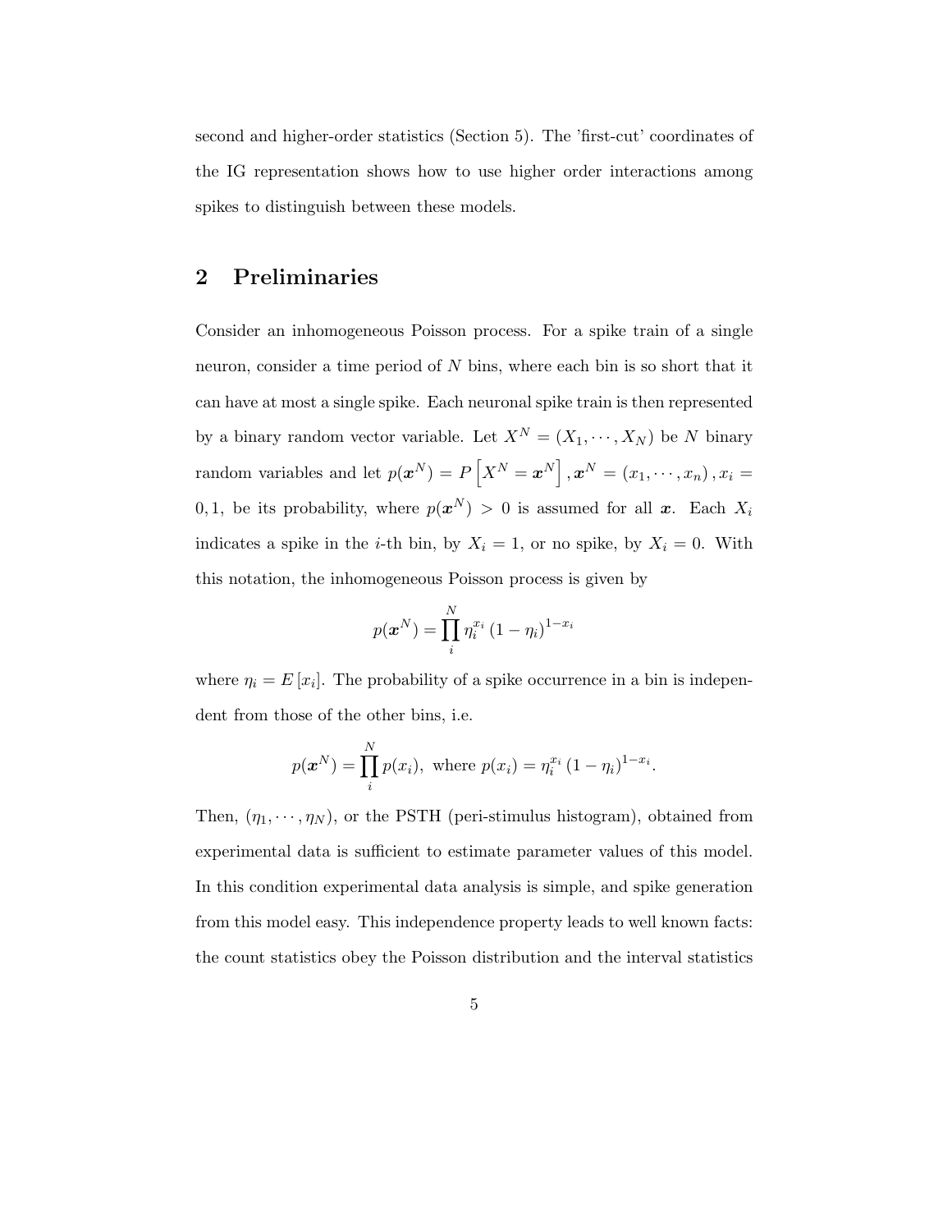second and higher-order statistics (Section 5). The 'first-cut' coordinates of the IG representation shows how to use higher order interactions among spikes to distinguish between these models.

## 2 Preliminaries

Consider an inhomogeneous Poisson process. For a spike train of a single neuron, consider a time period of $N$ bins, where each bin is so short that it can have at most a single spike. Each neuronal spike train is then represented by a binary random vector variable. Let $X^N = (X_1, \cdots, X_N)$ be $N$ binary random variables and let $p(\boldsymbol{x}^N) = P\left[X^N = \boldsymbol{x}^N\right], \boldsymbol{x}^N = (x_1, \cdots, x_n), x_i = 0, 1$, be its probability, where $p(\boldsymbol{x}^N) > 0$ is assumed for all $\boldsymbol{x}$. Each $X_i$ indicates a spike in the $i$-th bin, by $X_i = 1$, or no spike, by $X_i = 0$. With this notation, the inhomogeneous Poisson process is given by

$$p(\boldsymbol{x}^N) = \prod_i^N \eta_i^{x_i} (1 - \eta_i)^{1-x_i}$$

where $\eta_i = E[x_i]$. The probability of a spike occurrence in a bin is independent from those of the other bins, i.e.

$$p(\boldsymbol{x}^N) = \prod_i^N p(x_i), \text{ where } p(x_i) = \eta_i^{x_i} (1 - \eta_i)^{1-x_i}.$$

Then, $(\eta_1, \cdots, \eta_N)$, or the PSTH (peri-stimulus histogram), obtained from experimental data is sufficient to estimate parameter values of this model. In this condition experimental data analysis is simple, and spike generation from this model easy. This independence property leads to well known facts: the count statistics obey the Poisson distribution and the interval statistics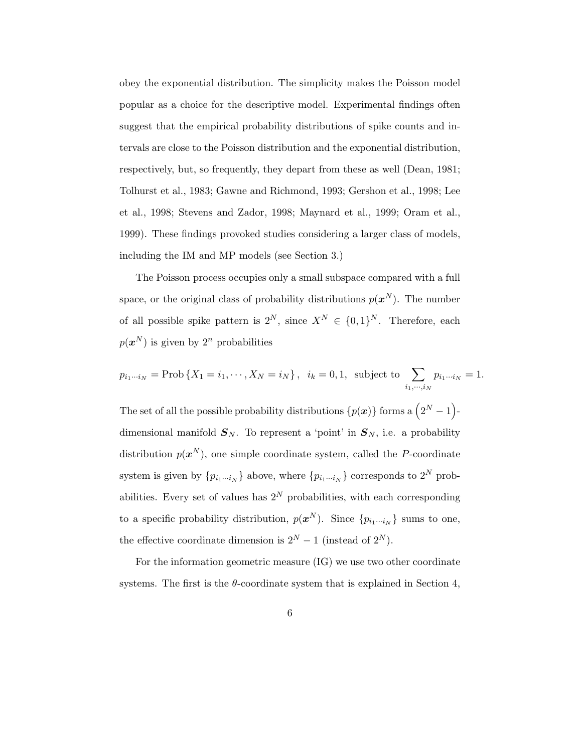obey the exponential distribution. The simplicity makes the Poisson model popular as a choice for the descriptive model. Experimental findings often suggest that the empirical probability distributions of spike counts and intervals are close to the Poisson distribution and the exponential distribution, respectively, but, so frequently, they depart from these as well (Dean, 1981; Tolhurst et al., 1983; Gawne and Richmond, 1993; Gershon et al., 1998; Lee et al., 1998; Stevens and Zador, 1998; Maynard et al., 1999; Oram et al., 1999). These findings provoked studies considering a larger class of models, including the IM and MP models (see Section 3.)

The Poisson process occupies only a small subspace compared with a full space, or the original class of probability distributions $p(\boldsymbol{x}^N)$. The number of all possible spike pattern is $2^N$, since $X^N \in \{0,1\}^N$. Therefore, each $p(\boldsymbol{x}^N)$ is given by $2^n$ probabilities

$$p_{i_1 \cdots i_N} = \text{Prob}\left\{X_1 = i_1, \cdots, X_N = i_N\right\}, \;\; i_k = 0, 1, \;\; \text{subject to} \sum_{i_1, \cdots, i_N} p_{i_1 \cdots i_N} = 1.$$

The set of all the possible probability distributions $\{p(\boldsymbol{x})\}$ forms a $\left(2^N - 1\right)$-dimensional manifold $\boldsymbol{S}_N$. To represent a 'point' in $\boldsymbol{S}_N$, i.e. a probability distribution $p(\boldsymbol{x}^N)$, one simple coordinate system, called the $P$-coordinate system is given by $\{p_{i_1 \cdots i_N}\}$ above, where $\{p_{i_1 \cdots i_N}\}$ corresponds to $2^N$ probabilities. Every set of values has $2^N$ probabilities, with each corresponding to a specific probability distribution, $p(\boldsymbol{x}^N)$. Since $\{p_{i_1 \cdots i_N}\}$ sums to one, the effective coordinate dimension is $2^N - 1$ (instead of $2^N$).

For the information geometric measure (IG) we use two other coordinate systems. The first is the $\theta$-coordinate system that is explained in Section 4,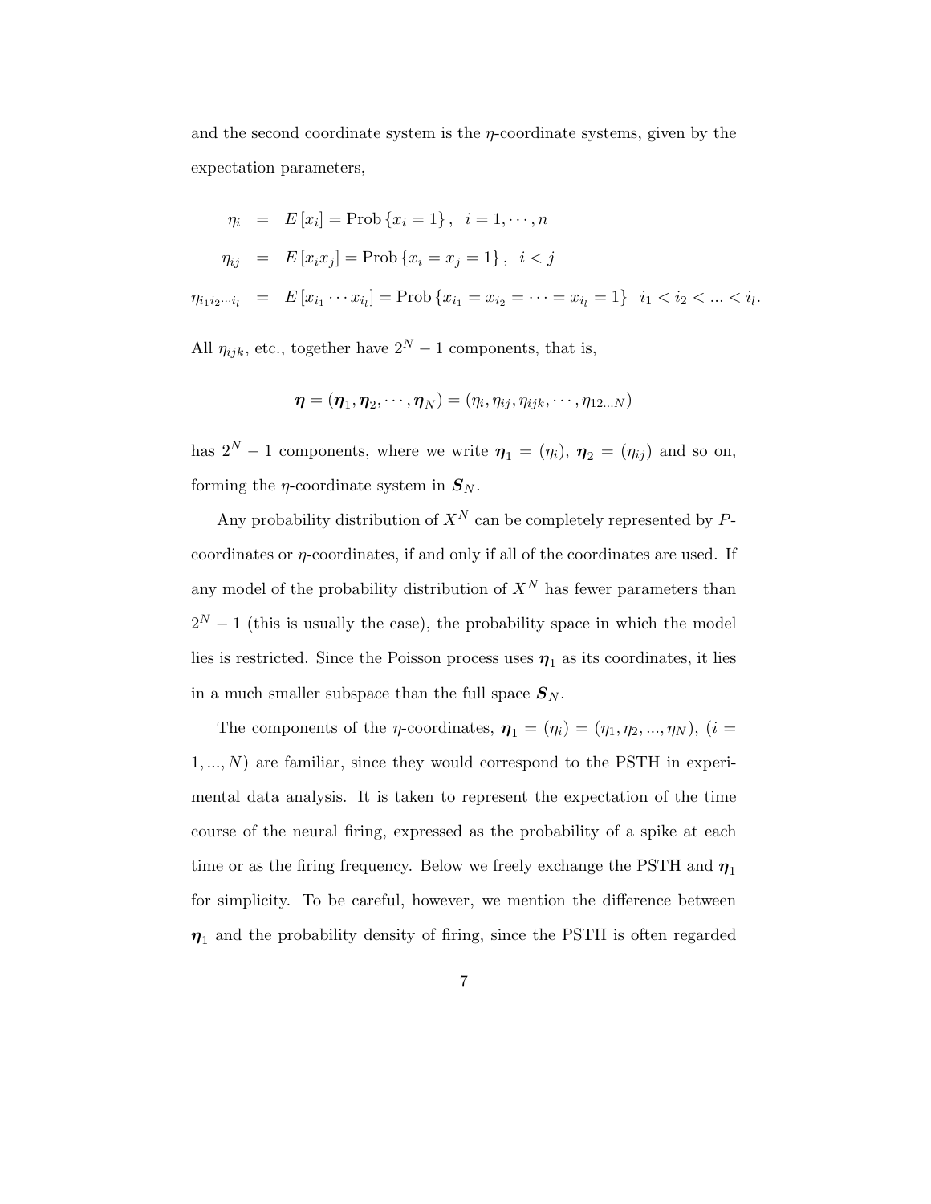and the second coordinate system is the $\eta$-coordinate systems, given by the expectation parameters,

$$
\begin{aligned}
\eta_i &= E[x_i] = \text{Prob}\{x_i = 1\}, \quad i = 1, \cdots, n \\
\eta_{ij} &= E[x_i x_j] = \text{Prob}\{x_i = x_j = 1\}, \quad i < j \\
\eta_{i_1 i_2 \cdots i_l} &= E[x_{i_1} \cdots x_{i_l}] = \text{Prob}\{x_{i_1} = x_{i_2} = \cdots = x_{i_l} = 1\} \quad i_1 < i_2 < \ldots < i_l.
\end{aligned}
$$

All $\eta_{ijk}$, etc., together have $2^N - 1$ components, that is,

$$
\boldsymbol{\eta} = (\boldsymbol{\eta}_1, \boldsymbol{\eta}_2, \cdots, \boldsymbol{\eta}_N) = (\eta_i, \eta_{ij}, \eta_{ijk}, \cdots, \eta_{12\ldots N})
$$

has $2^N - 1$ components, where we write $\boldsymbol{\eta}_1 = (\eta_i)$, $\boldsymbol{\eta}_2 = (\eta_{ij})$ and so on, forming the $\eta$-coordinate system in $\boldsymbol{S}_N$.

Any probability distribution of $X^N$ can be completely represented by $P$-coordinates or $\eta$-coordinates, if and only if all of the coordinates are used. If any model of the probability distribution of $X^N$ has fewer parameters than $2^N - 1$ (this is usually the case), the probability space in which the model lies is restricted. Since the Poisson process uses $\boldsymbol{\eta}_1$ as its coordinates, it lies in a much smaller subspace than the full space $\boldsymbol{S}_N$.

The components of the $\eta$-coordinates, $\boldsymbol{\eta}_1 = (\eta_i) = (\eta_1, \eta_2, \ldots, \eta_N)$, $(i = 1, \ldots, N)$ are familiar, since they would correspond to the PSTH in experimental data analysis. It is taken to represent the expectation of the time course of the neural firing, expressed as the probability of a spike at each time or as the firing frequency. Below we freely exchange the PSTH and $\boldsymbol{\eta}_1$ for simplicity. To be careful, however, we mention the difference between $\boldsymbol{\eta}_1$ and the probability density of firing, since the PSTH is often regarded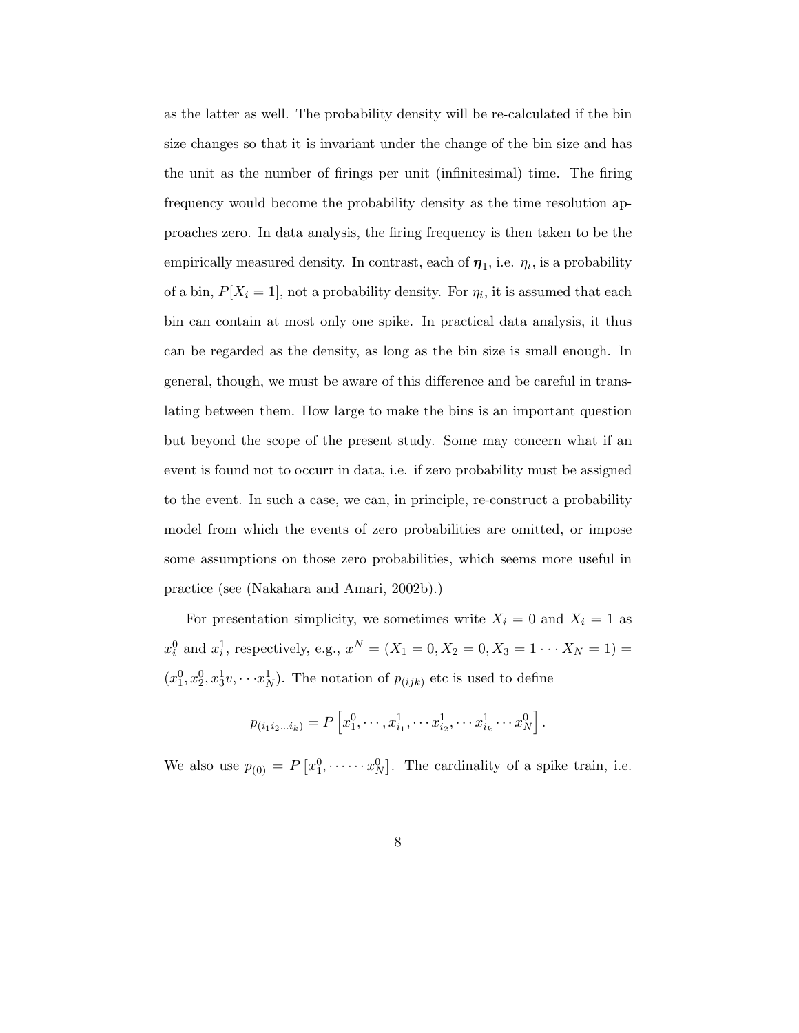as the latter as well. The probability density will be re-calculated if the bin size changes so that it is invariant under the change of the bin size and has the unit as the number of firings per unit (infinitesimal) time. The firing frequency would become the probability density as the time resolution approaches zero. In data analysis, the firing frequency is then taken to be the empirically measured density. In contrast, each of $\boldsymbol{\eta}_1$, i.e. $\eta_i$, is a probability of a bin, $P[X_i = 1]$, not a probability density. For $\eta_i$, it is assumed that each bin can contain at most only one spike. In practical data analysis, it thus can be regarded as the density, as long as the bin size is small enough. In general, though, we must be aware of this difference and be careful in translating between them. How large to make the bins is an important question but beyond the scope of the present study. Some may concern what if an event is found not to occurr in data, i.e. if zero probability must be assigned to the event. In such a case, we can, in principle, re-construct a probability model from which the events of zero probabilities are omitted, or impose some assumptions on those zero probabilities, which seems more useful in practice (see (Nakahara and Amari, 2002b).)

For presentation simplicity, we sometimes write $X_i = 0$ and $X_i = 1$ as $x_i^0$ and $x_i^1$, respectively, e.g., $x^N = (X_1 = 0, X_2 = 0, X_3 = 1 \cdots X_N = 1) = (x_1^0, x_2^0, x_3^1 v, \cdots x_N^1)$. The notation of $p_{(ijk)}$ etc is used to define

$$p_{(i_1 i_2 \ldots i_k)} = P\left[x_1^0, \cdots, x_{i_1}^1, \cdots x_{i_2}^1, \cdots x_{i_k}^1 \cdots x_N^0\right].$$

We also use $p_{(0)} = P\left[x_1^0, \cdots \cdots x_N^0\right]$. The cardinality of a spike train, i.e.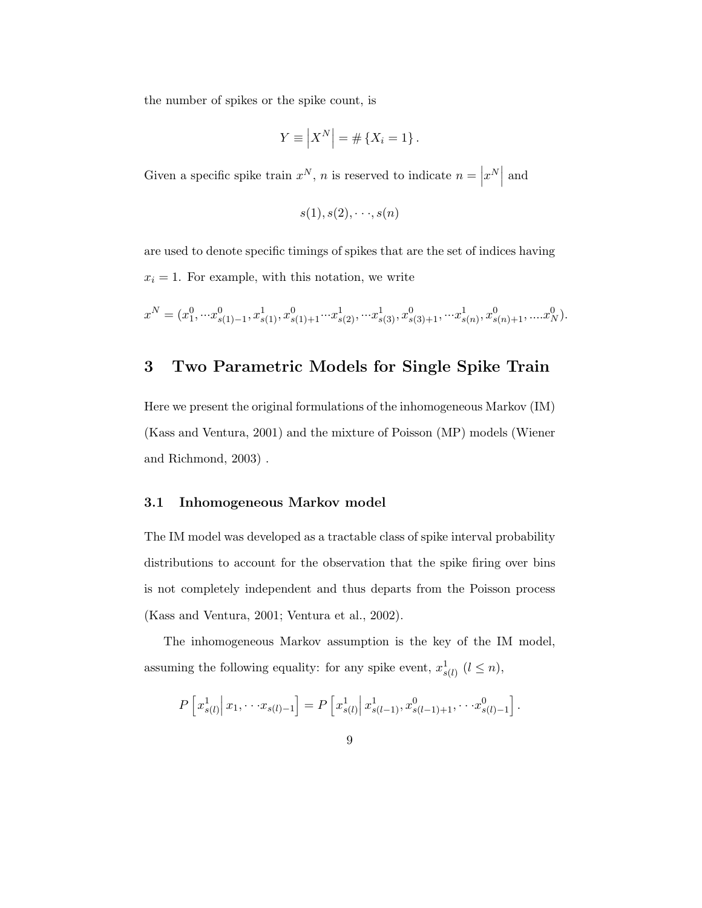the number of spikes or the spike count, is

$$Y \equiv \left| X^N \right| = \# \{X_i = 1\}.$$

Given a specific spike train $x^N$, $n$ is reserved to indicate $n = \left| x^N \right|$ and

$$s(1), s(2), \cdots, s(n)$$

are used to denote specific timings of spikes that are the set of indices having $x_i = 1$. For example, with this notation, we write

$$x^N = (x_1^0, \cdots x_{s(1)-1}^0, x_{s(1)}^1, x_{s(1)+1}^0 \cdots x_{s(2)}^1, \cdots x_{s(3)}^1, x_{s(3)+1}^0, \cdots x_{s(n)}^1, x_{s(n)+1}^0, \ldots . x_N^0).$$

# 3 Two Parametric Models for Single Spike Train

Here we present the original formulations of the inhomogeneous Markov (IM) (Kass and Ventura, 2001) and the mixture of Poisson (MP) models (Wiener and Richmond, 2003) .

## 3.1 Inhomogeneous Markov model

The IM model was developed as a tractable class of spike interval probability distributions to account for the observation that the spike firing over bins is not completely independent and thus departs from the Poisson process (Kass and Ventura, 2001; Ventura et al., 2002).

The inhomogeneous Markov assumption is the key of the IM model, assuming the following equality: for any spike event, $x_{s(l)}^1$ ($l \leq n$),

$$P\left[ x_{s(l)}^1 \middle| x_1, \cdots x_{s(l)-1} \right] = P\left[ x_{s(l)}^1 \middle| x_{s(l-1)}^1, x_{s(l-1)+1}^0, \cdots x_{s(l)-1}^0 \right].$$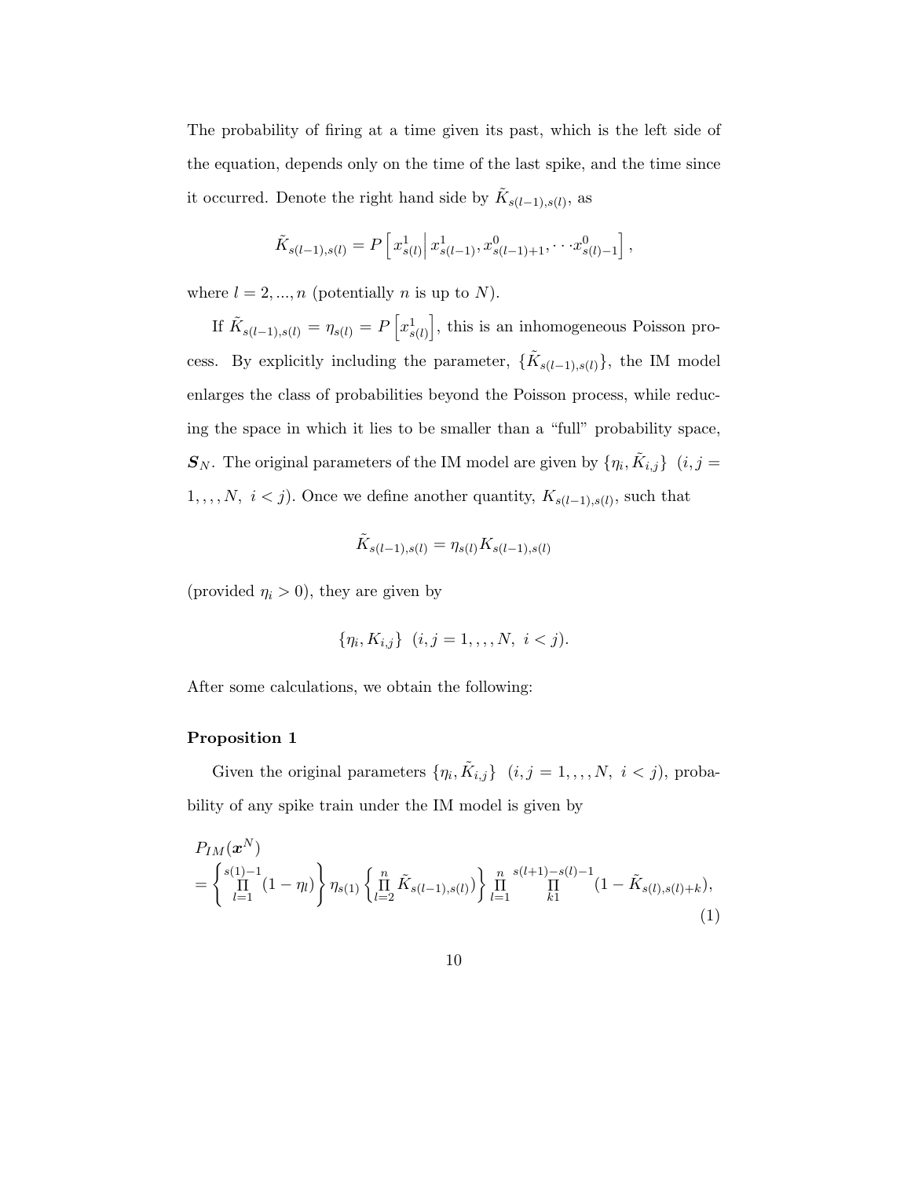The probability of firing at a time given its past, which is the left side of the equation, depends only on the time of the last spike, and the time since it occurred. Denote the right hand side by $\tilde{K}_{s(l-1),s(l)}$, as

$$\tilde{K}_{s(l-1),s(l)} = P\left[ x^1_{s(l)} \middle| x^1_{s(l-1)}, x^0_{s(l-1)+1}, \cdots x^0_{s(l)-1} \right],$$

where $l = 2, ..., n$ (potentially $n$ is up to $N$).

If $\tilde{K}_{s(l-1),s(l)} = \eta_{s(l)} = P\left[x^1_{s(l)}\right]$, this is an inhomogeneous Poisson process. By explicitly including the parameter, $\{\tilde{K}_{s(l-1),s(l)}\}$, the IM model enlarges the class of probabilities beyond the Poisson process, while reducing the space in which it lies to be smaller than a "full" probability space, $\boldsymbol{S}_N$. The original parameters of the IM model are given by $\{\eta_i, \tilde{K}_{i,j}\}$ $(i, j = 1,,,, N,\ i < j)$. Once we define another quantity, $K_{s(l-1),s(l)}$, such that

$$\tilde{K}_{s(l-1),s(l)} = \eta_{s(l)} K_{s(l-1),s(l)}$$

(provided $\eta_i > 0$), they are given by

$$\{\eta_i, K_{i,j}\} \ \ (i, j = 1,,,, N,\ i < j).$$

After some calculations, we obtain the following:

**Proposition 1**

Given the original parameters $\{\eta_i, \tilde{K}_{i,j}\}$ $(i, j = 1,,,, N,\ i < j)$, probability of any spike train under the IM model is given by

$$P_{IM}(\boldsymbol{x}^N) = \left\{ \prod_{l=1}^{s(1)-1} (1-\eta_l) \right\} \eta_{s(1)} \left\{ \prod_{l=2}^{n} \tilde{K}_{s(l-1),s(l)} \right\} \prod_{l=1}^{n} \prod_{k1}^{s(l+1)-s(l)-1} (1 - \tilde{K}_{s(l),s(l)+k}), \tag{1}$$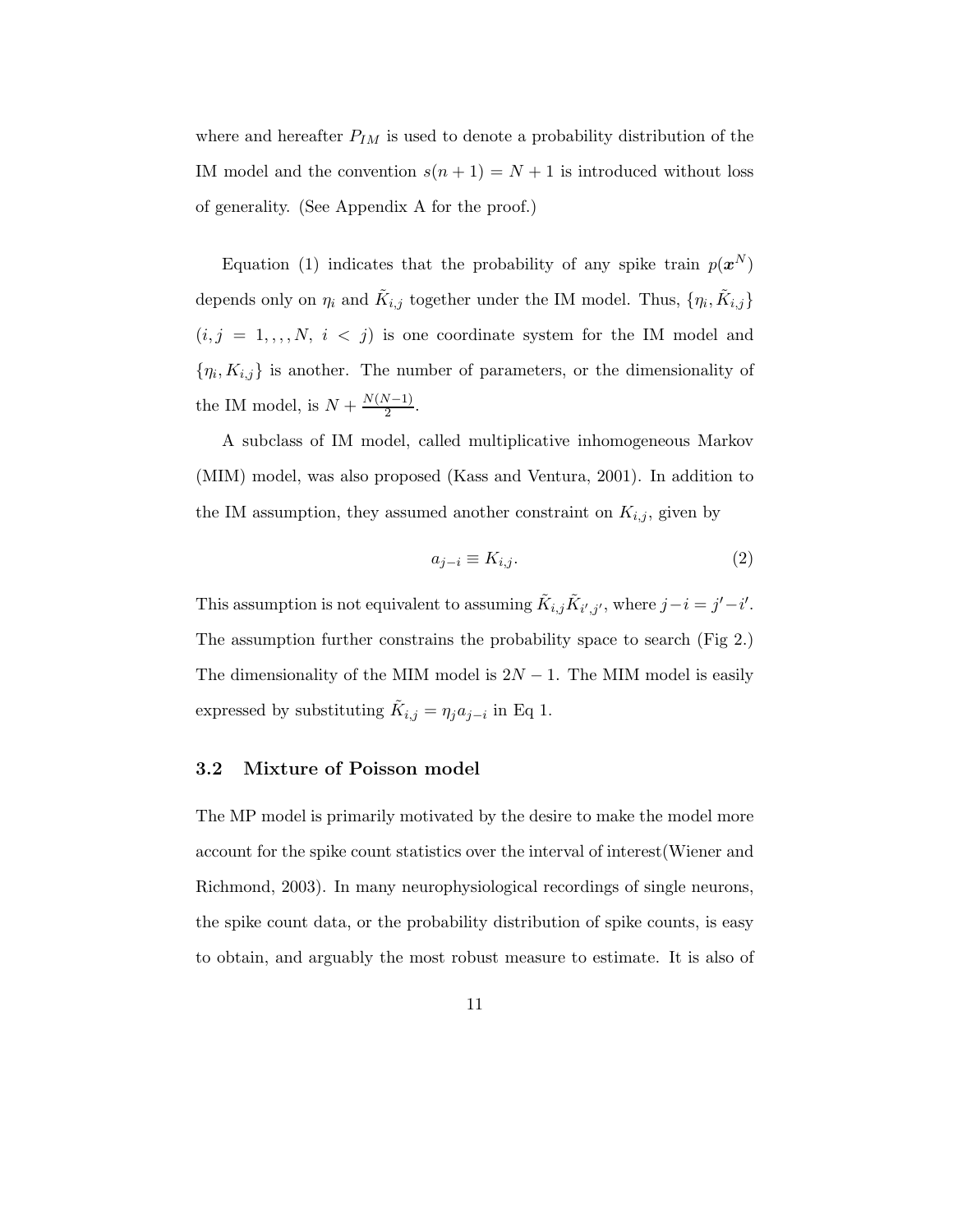where and hereafter $P_{IM}$ is used to denote a probability distribution of the IM model and the convention $s(n+1) = N+1$ is introduced without loss of generality. (See Appendix A for the proof.)

Equation (1) indicates that the probability of any spike train $p(\boldsymbol{x}^N)$ depends only on $\eta_i$ and $\tilde{K}_{i,j}$ together under the IM model. Thus, $\{\eta_i, \tilde{K}_{i,j}\}$ $(i,j = 1,,,,N,\ i < j)$ is one coordinate system for the IM model and $\{\eta_i, K_{i,j}\}$ is another. The number of parameters, or the dimensionality of the IM model, is $N + \frac{N(N-1)}{2}$.

A subclass of IM model, called multiplicative inhomogeneous Markov (MIM) model, was also proposed (Kass and Ventura, 2001). In addition to the IM assumption, they assumed another constraint on $K_{i,j}$, given by

$$a_{j-i} \equiv K_{i,j}. \tag{2}$$

This assumption is not equivalent to assuming $\tilde{K}_{i,j}\tilde{K}_{i',j'}$, where $j-i = j'-i'$. The assumption further constrains the probability space to search (Fig 2.) The dimensionality of the MIM model is $2N-1$. The MIM model is easily expressed by substituting $\tilde{K}_{i,j} = \eta_j a_{j-i}$ in Eq 1.

### 3.2 Mixture of Poisson model

The MP model is primarily motivated by the desire to make the model more account for the spike count statistics over the interval of interest(Wiener and Richmond, 2003). In many neurophysiological recordings of single neurons, the spike count data, or the probability distribution of spike counts, is easy to obtain, and arguably the most robust measure to estimate. It is also of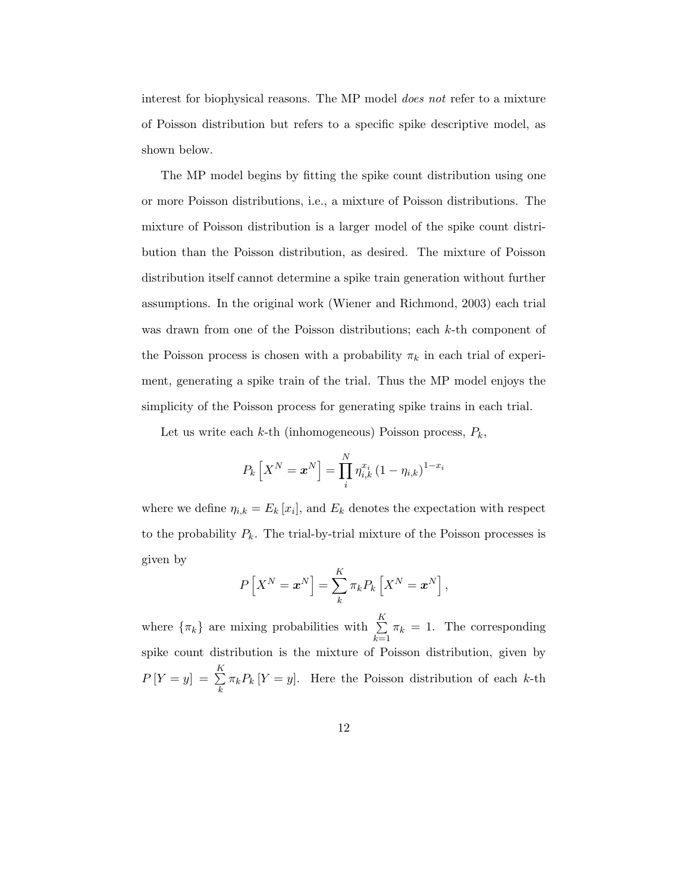interest for biophysical reasons. The MP model *does not* refer to a mixture of Poisson distribution but refers to a specific spike descriptive model, as shown below.

The MP model begins by fitting the spike count distribution using one or more Poisson distributions, i.e., a mixture of Poisson distributions. The mixture of Poisson distribution is a larger model of the spike count distribution than the Poisson distribution, as desired. The mixture of Poisson distribution itself cannot determine a spike train generation without further assumptions. In the original work (Wiener and Richmond, 2003) each trial was drawn from one of the Poisson distributions; each $k$-th component of the Poisson process is chosen with a probability $\pi_k$ in each trial of experiment, generating a spike train of the trial. Thus the MP model enjoys the simplicity of the Poisson process for generating spike trains in each trial.

Let us write each $k$-th (inhomogeneous) Poisson process, $P_k$,

$$P_k \left[ X^N = \boldsymbol{x}^N \right] = \prod_i^N \eta_{i,k}^{x_i} \left(1 - \eta_{i,k}\right)^{1-x_i}$$

where we define $\eta_{i,k} = E_k \left[ x_i \right]$, and $E_k$ denotes the expectation with respect to the probability $P_k$. The trial-by-trial mixture of the Poisson processes is given by

$$P \left[ X^N = \boldsymbol{x}^N \right] = \sum_k^K \pi_k P_k \left[ X^N = \boldsymbol{x}^N \right],$$

where $\{\pi_k\}$ are mixing probabilities with $\sum_{k=1}^K \pi_k = 1$. The corresponding spike count distribution is the mixture of Poisson distribution, given by $P \left[ Y = y \right] = \sum_k^K \pi_k P_k \left[ Y = y \right]$. Here the Poisson distribution of each $k$-th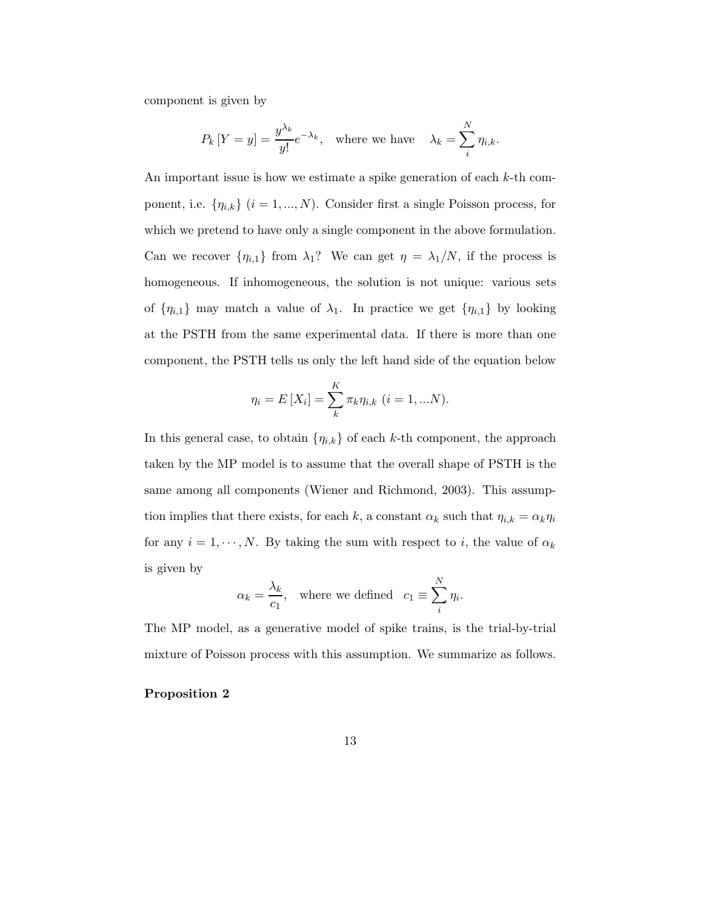component is given by

$$P_k [Y = y] = \frac{y^{\lambda_k}}{y!} e^{-\lambda_k}, \quad \text{where we have} \quad \lambda_k = \sum_i^N \eta_{i,k}.$$

An important issue is how we estimate a spike generation of each $k$-th component, i.e. $\{\eta_{i,k}\}$ $(i = 1, ..., N)$. Consider first a single Poisson process, for which we pretend to have only a single component in the above formulation. Can we recover $\{\eta_{i,1}\}$ from $\lambda_1$? We can get $\eta = \lambda_1/N$, if the process is homogeneous. If inhomogeneous, the solution is not unique: various sets of $\{\eta_{i,1}\}$ may match a value of $\lambda_1$. In practice we get $\{\eta_{i,1}\}$ by looking at the PSTH from the same experimental data. If there is more than one component, the PSTH tells us only the left hand side of the equation below

$$\eta_i = E[X_i] = \sum_k^K \pi_k \eta_{i,k} \ (i = 1, ...N).$$

In this general case, to obtain $\{\eta_{i,k}\}$ of each $k$-th component, the approach taken by the MP model is to assume that the overall shape of PSTH is the same among all components (Wiener and Richmond, 2003). This assumption implies that there exists, for each $k$, a constant $\alpha_k$ such that $\eta_{i,k} = \alpha_k \eta_i$ for any $i = 1, \cdots, N$. By taking the sum with respect to $i$, the value of $\alpha_k$ is given by

$$\alpha_k = \frac{\lambda_k}{c_1}, \quad \text{where we defined} \quad c_1 \equiv \sum_i^N \eta_i.$$

The MP model, as a generative model of spike trains, is the trial-by-trial mixture of Poisson process with this assumption. We summarize as follows.

**Proposition 2**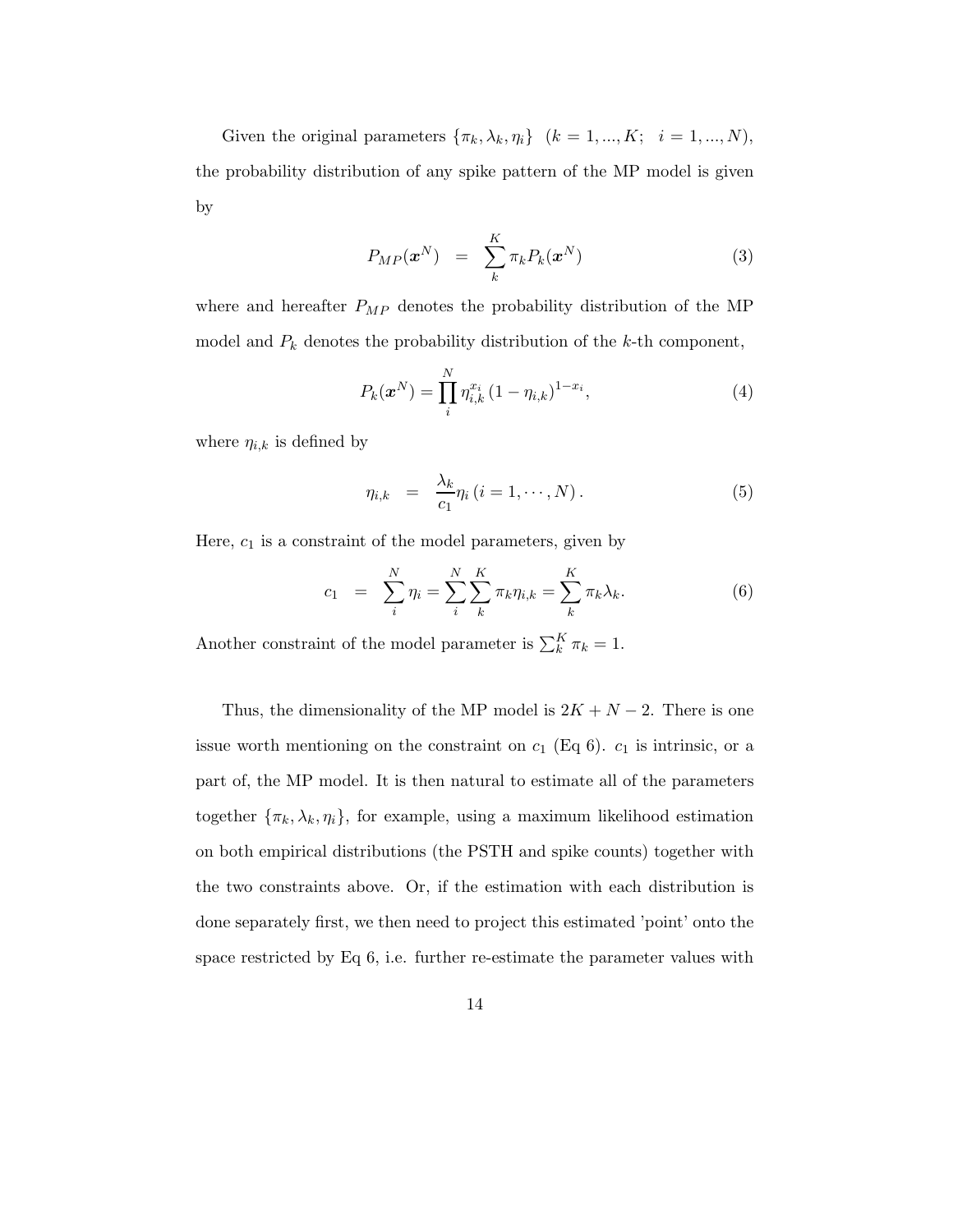Given the original parameters $\{\pi_k, \lambda_k, \eta_i\}$ $(k = 1, ..., K; \;\; i = 1, ..., N)$, the probability distribution of any spike pattern of the MP model is given by

$$P_{MP}(\boldsymbol{x}^N) \;\; = \;\; \sum_k^K \pi_k P_k(\boldsymbol{x}^N) \tag{3}$$

where and hereafter $P_{MP}$ denotes the probability distribution of the MP model and $P_k$ denotes the probability distribution of the $k$-th component,

$$P_k(\boldsymbol{x}^N) = \prod_i^N \eta_{i,k}^{x_i} \left(1 - \eta_{i,k}\right)^{1-x_i}, \tag{4}$$

where $\eta_{i,k}$ is defined by

$$\eta_{i,k} \;\; = \;\; \frac{\lambda_k}{c_1} \eta_i \left(i = 1, \cdots, N\right). \tag{5}$$

Here, $c_1$ is a constraint of the model parameters, given by

$$c_1 \;\; = \;\; \sum_i^N \eta_i = \sum_i^N \sum_k^K \pi_k \eta_{i,k} = \sum_k^K \pi_k \lambda_k. \tag{6}$$

Another constraint of the model parameter is $\sum_k^K \pi_k = 1$.

Thus, the dimensionality of the MP model is $2K + N - 2$. There is one issue worth mentioning on the constraint on $c_1$ (Eq 6). $c_1$ is intrinsic, or a part of, the MP model. It is then natural to estimate all of the parameters together $\{\pi_k, \lambda_k, \eta_i\}$, for example, using a maximum likelihood estimation on both empirical distributions (the PSTH and spike counts) together with the two constraints above. Or, if the estimation with each distribution is done separately first, we then need to project this estimated 'point' onto the space restricted by Eq 6, i.e. further re-estimate the parameter values with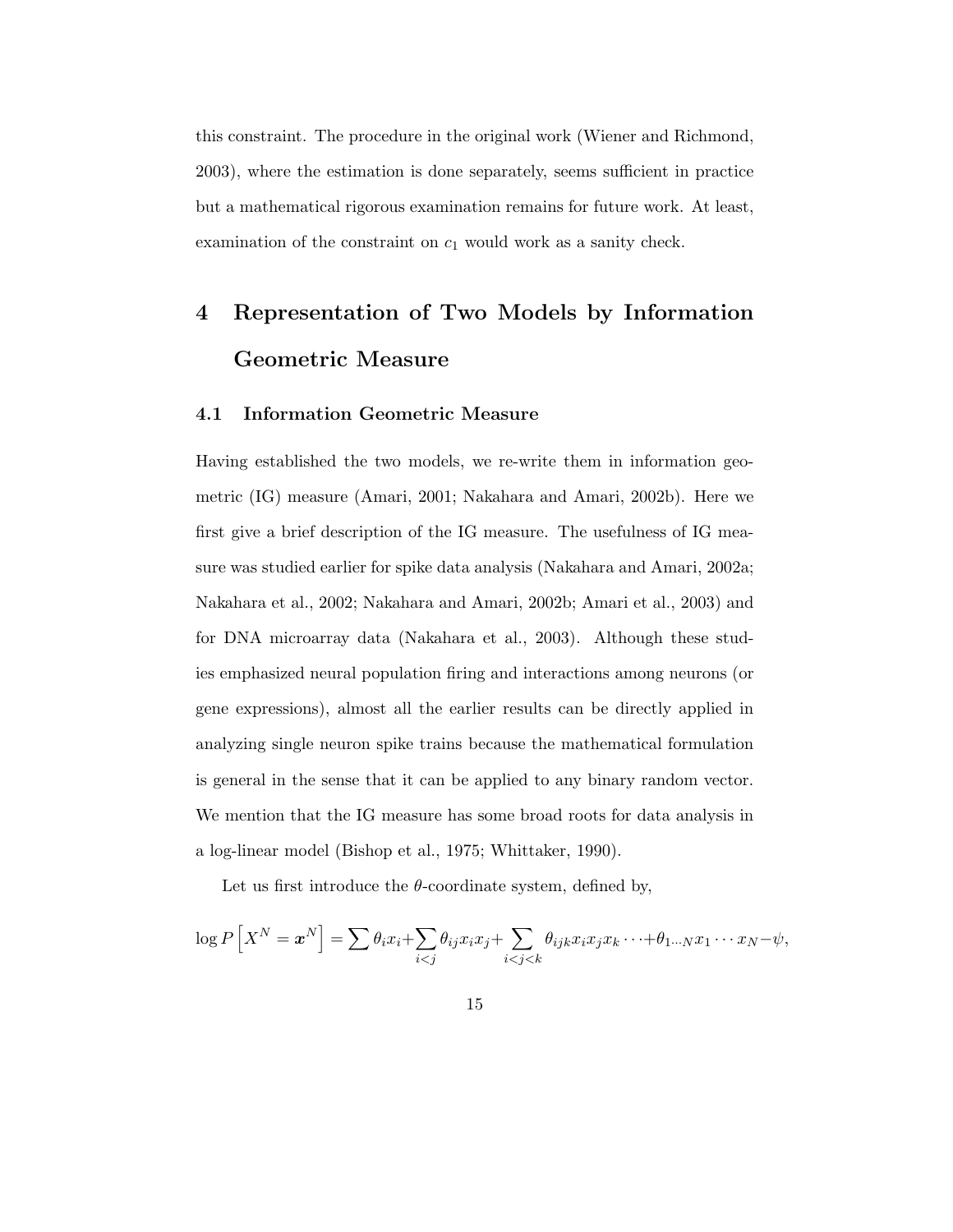this constraint. The procedure in the original work (Wiener and Richmond, 2003), where the estimation is done separately, seems sufficient in practice but a mathematical rigorous examination remains for future work. At least, examination of the constraint on $c_1$ would work as a sanity check.

# 4 Representation of Two Models by Information Geometric Measure

## 4.1 Information Geometric Measure

Having established the two models, we re-write them in information geometric (IG) measure (Amari, 2001; Nakahara and Amari, 2002b). Here we first give a brief description of the IG measure. The usefulness of IG measure was studied earlier for spike data analysis (Nakahara and Amari, 2002a; Nakahara et al., 2002; Nakahara and Amari, 2002b; Amari et al., 2003) and for DNA microarray data (Nakahara et al., 2003). Although these studies emphasized neural population firing and interactions among neurons (or gene expressions), almost all the earlier results can be directly applied in analyzing single neuron spike trains because the mathematical formulation is general in the sense that it can be applied to any binary random vector. We mention that the IG measure has some broad roots for data analysis in a log-linear model (Bishop et al., 1975; Whittaker, 1990).

Let us first introduce the $\theta$-coordinate system, defined by,

$$\log P\left[X^N = \boldsymbol{x}^N\right] = \sum \theta_i x_i + \sum_{i<j} \theta_{ij} x_i x_j + \sum_{i<j<k} \theta_{ijk} x_i x_j x_k \cdots + \theta_{1\cdots N} x_1 \cdots x_N - \psi,$$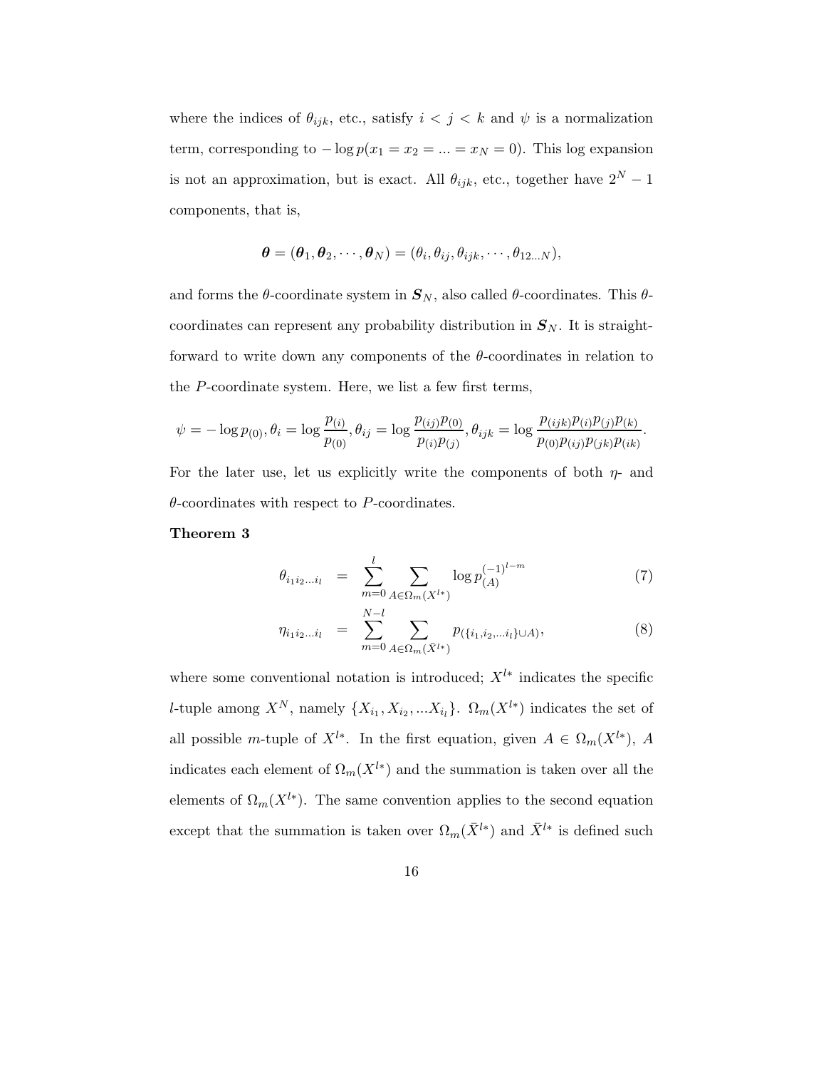where the indices of $\theta_{ijk}$, etc., satisfy $i < j < k$ and $\psi$ is a normalization term, corresponding to $-\log p(x_1 = x_2 = ... = x_N = 0)$. This log expansion is not an approximation, but is exact. All $\theta_{ijk}$, etc., together have $2^N - 1$ components, that is,

$$\boldsymbol{\theta} = (\boldsymbol{\theta}_1, \boldsymbol{\theta}_2, \cdots, \boldsymbol{\theta}_N) = (\theta_i, \theta_{ij}, \theta_{ijk}, \cdots, \theta_{12...N}),$$

and forms the $\theta$-coordinate system in $\boldsymbol{S}_N$, also called $\theta$-coordinates. This $\theta$-coordinates can represent any probability distribution in $\boldsymbol{S}_N$. It is straightforward to write down any components of the $\theta$-coordinates in relation to the $P$-coordinate system. Here, we list a few first terms,

$$\psi = -\log p_{(0)}, \theta_i = \log \frac{p_{(i)}}{p_{(0)}}, \theta_{ij} = \log \frac{p_{(ij)} p_{(0)}}{p_{(i)} p_{(j)}}, \theta_{ijk} = \log \frac{p_{(ijk)} p_{(i)} p_{(j)} p_{(k)}}{p_{(0)} p_{(ij)} p_{(jk)} p_{(ik)}}.$$

For the later use, let us explicitly write the components of both $\eta$- and $\theta$-coordinates with respect to $P$-coordinates.

**Theorem 3**

$$\theta_{i_1 i_2 \dots i_l} = \sum_{m=0}^{l} \sum_{A \in \Omega_m(X^{l*})} \log p_{(A)}^{(-1)^{l-m}} \tag{7}$$

$$\eta_{i_1 i_2 \dots i_l} = \sum_{m=0}^{N-l} \sum_{A \in \Omega_m(\bar{X}^{l*})} p_{(\{i_1, i_2, \dots i_l\} \cup A)}, \tag{8}$$

where some conventional notation is introduced; $X^{l*}$ indicates the specific $l$-tuple among $X^N$, namely $\{X_{i_1}, X_{i_2}, ... X_{i_l}\}$. $\Omega_m(X^{l*})$ indicates the set of all possible $m$-tuple of $X^{l*}$. In the first equation, given $A \in \Omega_m(X^{l*})$, $A$ indicates each element of $\Omega_m(X^{l*})$ and the summation is taken over all the elements of $\Omega_m(X^{l*})$. The same convention applies to the second equation except that the summation is taken over $\Omega_m(\bar{X}^{l*})$ and $\bar{X}^{l*}$ is defined such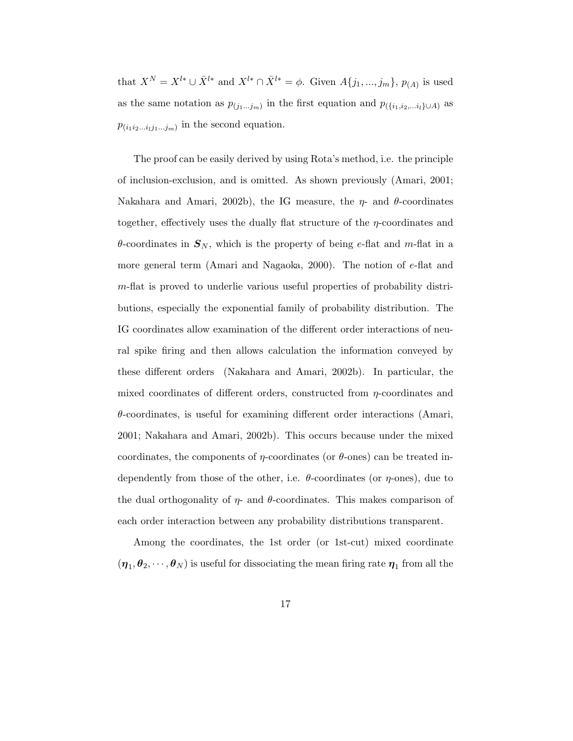that $X^N = X^{l*} \cup \bar{X}^{l*}$ and $X^{l*} \cap \bar{X}^{l*} = \phi$. Given $A\{j_1, ..., j_m\}$, $p_{(A)}$ is used as the same notation as $p_{(j_1 ... j_m)}$ in the first equation and $p_{(\{i_1, i_2, ... i_l\} \cup A)}$ as $p_{(i_1 i_2 ... i_l j_1 ... j_m)}$ in the second equation.

The proof can be easily derived by using Rota's method, i.e. the principle of inclusion-exclusion, and is omitted. As shown previously (Amari, 2001; Nakahara and Amari, 2002b), the IG measure, the $\eta$- and $\theta$-coordinates together, effectively uses the dually flat structure of the $\eta$-coordinates and $\theta$-coordinates in $\boldsymbol{S}_N$, which is the property of being $e$-flat and $m$-flat in a more general term (Amari and Nagaoka, 2000). The notion of $e$-flat and $m$-flat is proved to underlie various useful properties of probability distributions, especially the exponential family of probability distribution. The IG coordinates allow examination of the different order interactions of neural spike firing and then allows calculation the information conveyed by these different orders (Nakahara and Amari, 2002b). In particular, the mixed coordinates of different orders, constructed from $\eta$-coordinates and $\theta$-coordinates, is useful for examining different order interactions (Amari, 2001; Nakahara and Amari, 2002b). This occurs because under the mixed coordinates, the components of $\eta$-coordinates (or $\theta$-ones) can be treated independently from those of the other, i.e. $\theta$-coordinates (or $\eta$-ones), due to the dual orthogonality of $\eta$- and $\theta$-coordinates. This makes comparison of each order interaction between any probability distributions transparent.

Among the coordinates, the 1st order (or 1st-cut) mixed coordinate $(\boldsymbol{\eta}_1, \boldsymbol{\theta}_2, \cdots, \boldsymbol{\theta}_N)$ is useful for dissociating the mean firing rate $\boldsymbol{\eta}_1$ from all the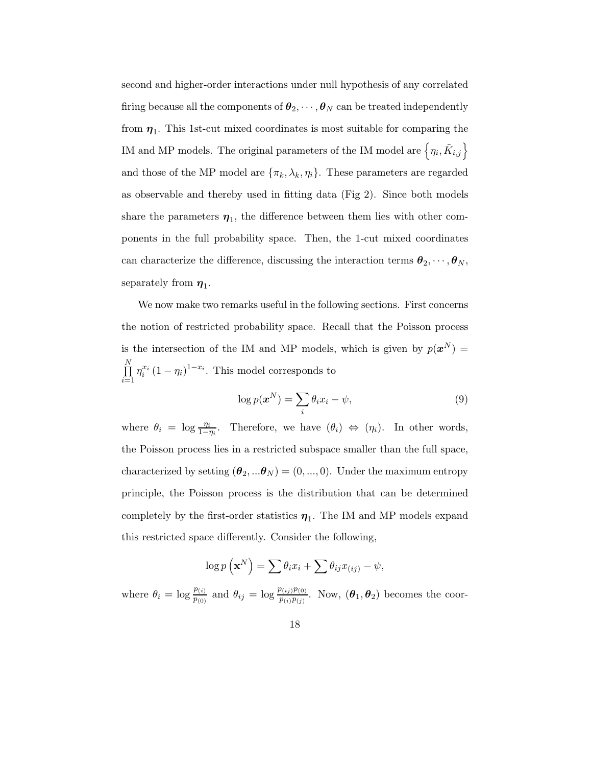second and higher-order interactions under null hypothesis of any correlated firing because all the components of $\boldsymbol{\theta}_2, \cdots, \boldsymbol{\theta}_N$ can be treated independently from $\boldsymbol{\eta}_1$. This 1st-cut mixed coordinates is most suitable for comparing the IM and MP models. The original parameters of the IM model are $\left\{\eta_i, \tilde{K}_{i,j}\right\}$ and those of the MP model are $\{\pi_k, \lambda_k, \eta_i\}$. These parameters are regarded as observable and thereby used in fitting data (Fig 2). Since both models share the parameters $\boldsymbol{\eta}_1$, the difference between them lies with other components in the full probability space. Then, the 1-cut mixed coordinates can characterize the difference, discussing the interaction terms $\boldsymbol{\theta}_2, \cdots, \boldsymbol{\theta}_N$, separately from $\boldsymbol{\eta}_1$.

We now make two remarks useful in the following sections. First concerns the notion of restricted probability space. Recall that the Poisson process is the intersection of the IM and MP models, which is given by $p(\boldsymbol{x}^N) = \prod_{i=1}^{N} \eta_i^{x_i} (1-\eta_i)^{1-x_i}$. This model corresponds to

$$\log p(\boldsymbol{x}^N) = \sum_i \theta_i x_i - \psi, \tag{9}$$

where $\theta_i = \log \frac{\eta_i}{1-\eta_i}$. Therefore, we have $(\theta_i) \Leftrightarrow (\eta_i)$. In other words, the Poisson process lies in a restricted subspace smaller than the full space, characterized by setting $(\boldsymbol{\theta}_2, ...\boldsymbol{\theta}_N) = (0, ..., 0)$. Under the maximum entropy principle, the Poisson process is the distribution that can be determined completely by the first-order statistics $\boldsymbol{\eta}_1$. The IM and MP models expand this restricted space differently. Consider the following,

$$\log p\left(\mathbf{x}^N\right) = \sum \theta_i x_i + \sum \theta_{ij} x_{(ij)} - \psi,$$

where $\theta_i = \log \frac{p_{(i)}}{p_{(0)}}$ and $\theta_{ij} = \log \frac{p_{(ij)} p_{(0)}}{p_{(i)} p_{(j)}}$. Now, $(\boldsymbol{\theta}_1, \boldsymbol{\theta}_2)$ becomes the coor-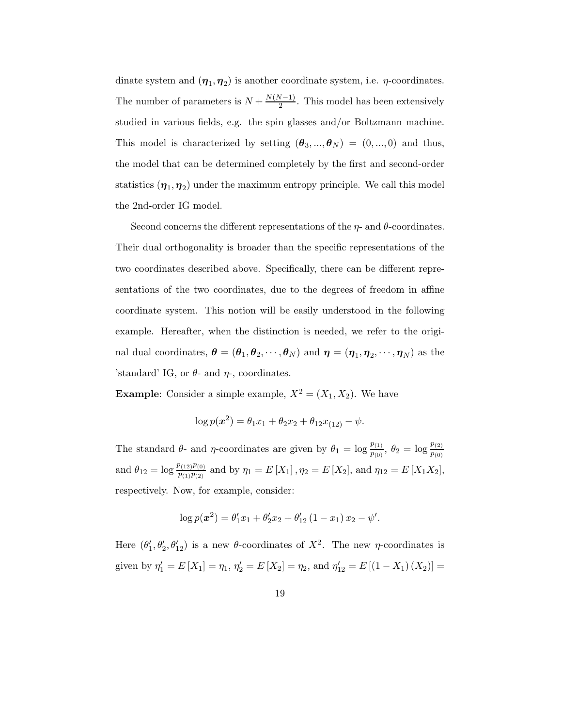dinate system and $(\boldsymbol{\eta}_1, \boldsymbol{\eta}_2)$ is another coordinate system, i.e. $\eta$-coordinates. The number of parameters is $N + \frac{N(N-1)}{2}$. This model has been extensively studied in various fields, e.g. the spin glasses and/or Boltzmann machine. This model is characterized by setting $(\boldsymbol{\theta}_3, ..., \boldsymbol{\theta}_N) = (0, ..., 0)$ and thus, the model that can be determined completely by the first and second-order statistics $(\boldsymbol{\eta}_1, \boldsymbol{\eta}_2)$ under the maximum entropy principle. We call this model the 2nd-order IG model.

Second concerns the different representations of the $\eta$- and $\theta$-coordinates. Their dual orthogonality is broader than the specific representations of the two coordinates described above. Specifically, there can be different representations of the two coordinates, due to the degrees of freedom in affine coordinate system. This notion will be easily understood in the following example. Hereafter, when the distinction is needed, we refer to the original dual coordinates, $\boldsymbol{\theta} = (\boldsymbol{\theta}_1, \boldsymbol{\theta}_2, \cdots, \boldsymbol{\theta}_N)$ and $\boldsymbol{\eta} = (\boldsymbol{\eta}_1, \boldsymbol{\eta}_2, \cdots, \boldsymbol{\eta}_N)$ as the 'standard' IG, or $\theta$- and $\eta$-, coordinates.

**Example**: Consider a simple example, $X^2 = (X_1, X_2)$. We have

$$\log p(\boldsymbol{x}^2) = \theta_1 x_1 + \theta_2 x_2 + \theta_{12} x_{(12)} - \psi.$$

The standard $\theta$- and $\eta$-coordinates are given by $\theta_1 = \log \frac{p_{(1)}}{p_{(0)}}$, $\theta_2 = \log \frac{p_{(2)}}{p_{(0)}}$ and $\theta_{12} = \log \frac{p_{(12)} p_{(0)}}{p_{(1)} p_{(2)}}$ and by $\eta_1 = E[X_1], \eta_2 = E[X_2]$, and $\eta_{12} = E[X_1 X_2]$, respectively. Now, for example, consider:

$$\log p(\boldsymbol{x}^2) = \theta'_1 x_1 + \theta'_2 x_2 + \theta'_{12} (1 - x_1) x_2 - \psi'.$$

Here $(\theta'_1, \theta'_2, \theta'_{12})$ is a new $\theta$-coordinates of $X^2$. The new $\eta$-coordinates is given by $\eta'_1 = E[X_1] = \eta_1$, $\eta'_2 = E[X_2] = \eta_2$, and $\eta'_{12} = E[(1 - X_1)(X_2)] =$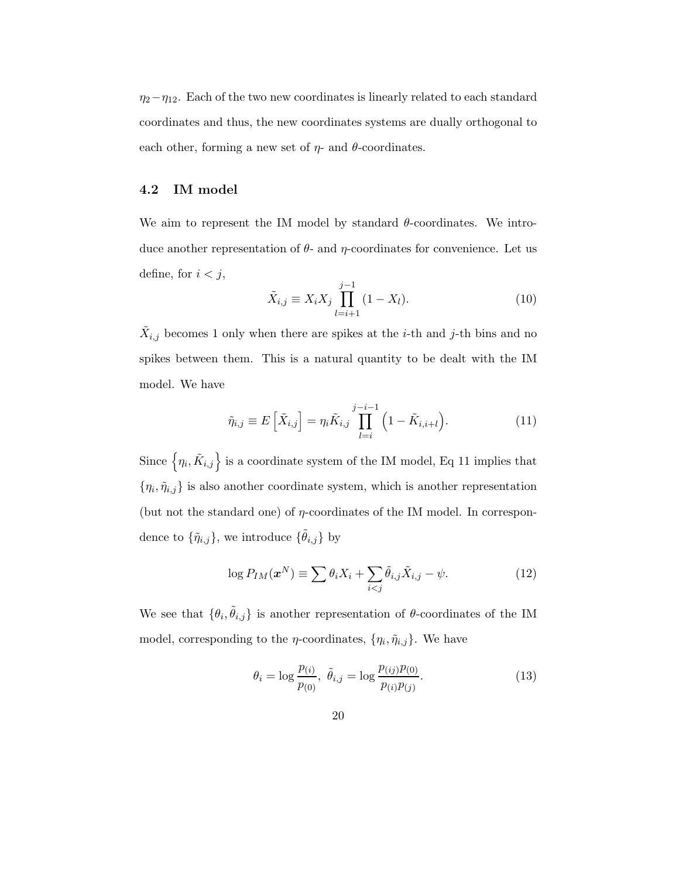$\eta_2 - \eta_{12}$. Each of the two new coordinates is linearly related to each standard coordinates and thus, the new coordinates systems are dually orthogonal to each other, forming a new set of $\eta$- and $\theta$-coordinates.

### 4.2 IM model

We aim to represent the IM model by standard $\theta$-coordinates. We introduce another representation of $\theta$- and $\eta$-coordinates for convenience. Let us define, for $i < j$,

$$\tilde{X}_{i,j} \equiv X_i X_j \prod_{l=i+1}^{j-1} (1 - X_l). \tag{10}$$

$\tilde{X}_{i,j}$ becomes 1 only when there are spikes at the $i$-th and $j$-th bins and no spikes between them. This is a natural quantity to be dealt with the IM model. We have

$$\tilde{\eta}_{i,j} \equiv E\left[\tilde{X}_{i,j}\right] = \eta_i \tilde{K}_{i,j} \prod_{l=i}^{j-i-1} \left(1 - \tilde{K}_{i,i+l}\right). \tag{11}$$

Since $\left\{\eta_i, \tilde{K}_{i,j}\right\}$ is a coordinate system of the IM model, Eq 11 implies that $\{\eta_i, \tilde{\eta}_{i,j}\}$ is also another coordinate system, which is another representation (but not the standard one) of $\eta$-coordinates of the IM model. In correspondence to $\{\tilde{\eta}_{i,j}\}$, we introduce $\{\tilde{\theta}_{i,j}\}$ by

$$\log P_{IM}(\boldsymbol{x}^N) \equiv \sum \theta_i X_i + \sum_{i<j} \tilde{\theta}_{i,j} \tilde{X}_{i,j} - \psi. \tag{12}$$

We see that $\{\theta_i, \tilde{\theta}_{i,j}\}$ is another representation of $\theta$-coordinates of the IM model, corresponding to the $\eta$-coordinates, $\{\eta_i, \tilde{\eta}_{i,j}\}$. We have

$$\theta_i = \log \frac{p_{(i)}}{p_{(0)}},\ \tilde{\theta}_{i,j} = \log \frac{p_{(ij)} p_{(0)}}{p_{(i)} p_{(j)}}. \tag{13}$$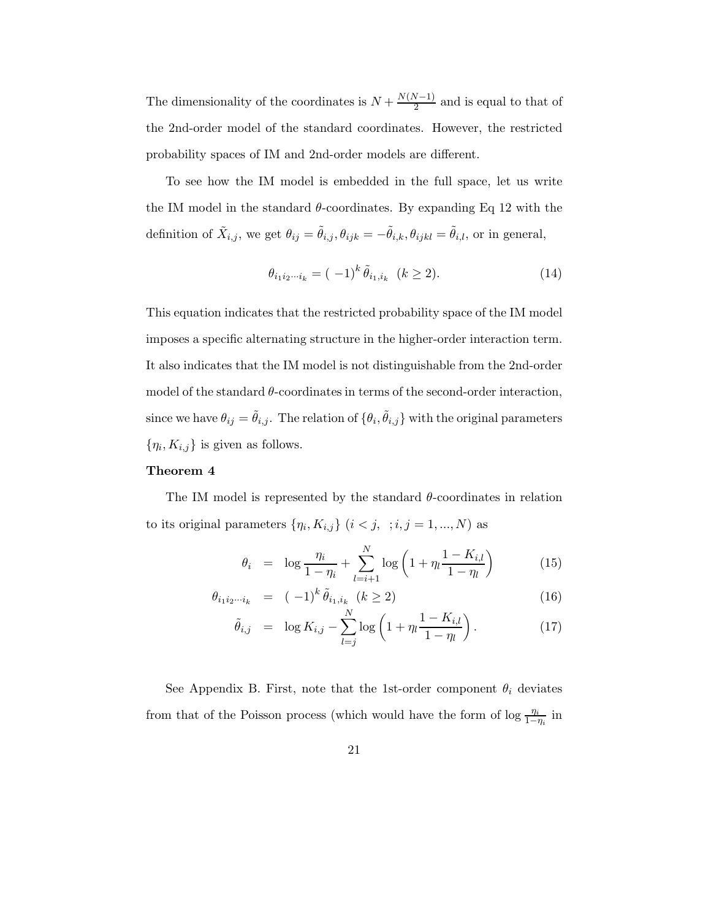The dimensionality of the coordinates is $N + \frac{N(N-1)}{2}$ and is equal to that of the 2nd-order model of the standard coordinates. However, the restricted probability spaces of IM and 2nd-order models are different.

To see how the IM model is embedded in the full space, let us write the IM model in the standard $\theta$-coordinates. By expanding Eq 12 with the definition of $\tilde{X}_{i,j}$, we get $\theta_{ij} = \tilde{\theta}_{i,j}, \theta_{ijk} = -\tilde{\theta}_{i,k}, \theta_{ijkl} = \tilde{\theta}_{i,l}$, or in general,

$$\theta_{i_1 i_2 \cdots i_k} = (\ -1)^k \, \tilde{\theta}_{i_1, i_k} \ \ (k \geq 2). \tag{14}$$

This equation indicates that the restricted probability space of the IM model imposes a specific alternating structure in the higher-order interaction term. It also indicates that the IM model is not distinguishable from the 2nd-order model of the standard $\theta$-coordinates in terms of the second-order interaction, since we have $\theta_{ij} = \tilde{\theta}_{i,j}$. The relation of $\{\theta_i, \tilde{\theta}_{i,j}\}$ with the original parameters $\{\eta_i, K_{i,j}\}$ is given as follows.

**Theorem 4**

The IM model is represented by the standard $\theta$-coordinates in relation to its original parameters $\{\eta_i, K_{i,j}\}$ $(i < j, \ \ ; i, j = 1, ..., N)$ as

$$\theta_i = \log \frac{\eta_i}{1-\eta_i} + \sum_{l=i+1}^{N} \log \left( 1 + \eta_l \frac{1 - K_{i,l}}{1 - \eta_l} \right) \tag{15}$$

$$\theta_{i_1 i_2 \cdots i_k} = (\ -1)^k \, \tilde{\theta}_{i_1, i_k} \ \ (k \geq 2) \tag{16}$$

$$\tilde{\theta}_{i,j} = \log K_{i,j} - \sum_{l=j}^{N} \log \left( 1 + \eta_l \frac{1 - K_{i,l}}{1 - \eta_l} \right). \tag{17}$$

See Appendix B. First, note that the 1st-order component $\theta_i$ deviates from that of the Poisson process (which would have the form of $\log \frac{\eta_i}{1-\eta_i}$ in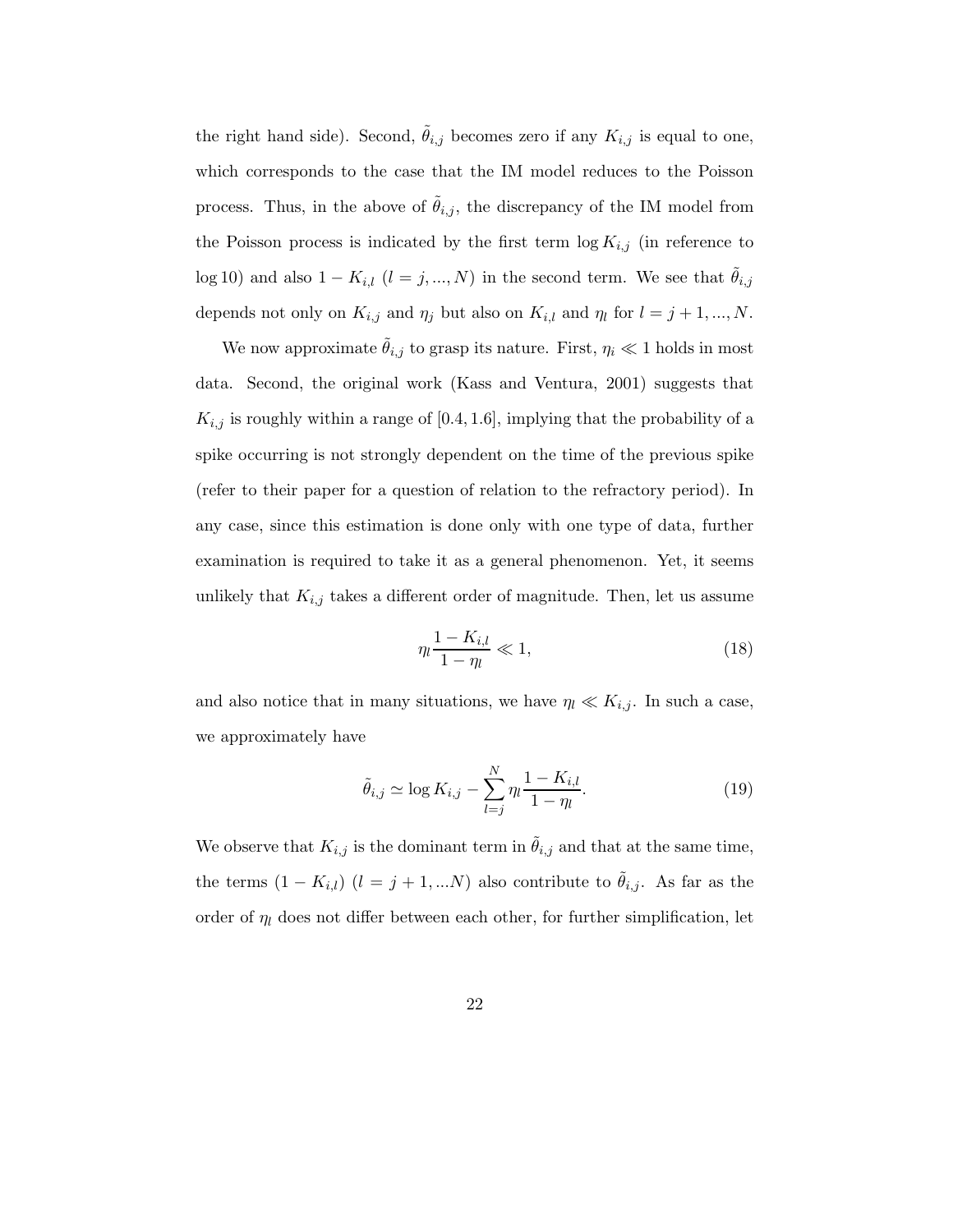the right hand side). Second, $\tilde{\theta}_{i,j}$ becomes zero if any $K_{i,j}$ is equal to one, which corresponds to the case that the IM model reduces to the Poisson process. Thus, in the above of $\tilde{\theta}_{i,j}$, the discrepancy of the IM model from the Poisson process is indicated by the first term $\log K_{i,j}$ (in reference to $\log 10$) and also $1 - K_{i,l}$ ($l = j, ..., N$) in the second term. We see that $\tilde{\theta}_{i,j}$ depends not only on $K_{i,j}$ and $\eta_j$ but also on $K_{i,l}$ and $\eta_l$ for $l = j+1, ..., N$.

We now approximate $\tilde{\theta}_{i,j}$ to grasp its nature. First, $\eta_i \ll 1$ holds in most data. Second, the original work (Kass and Ventura, 2001) suggests that $K_{i,j}$ is roughly within a range of $[0.4, 1.6]$, implying that the probability of a spike occurring is not strongly dependent on the time of the previous spike (refer to their paper for a question of relation to the refractory period). In any case, since this estimation is done only with one type of data, further examination is required to take it as a general phenomenon. Yet, it seems unlikely that $K_{i,j}$ takes a different order of magnitude. Then, let us assume

$$\eta_l \frac{1 - K_{i,l}}{1 - \eta_l} \ll 1, \tag{18}$$

and also notice that in many situations, we have $\eta_l \ll K_{i,j}$. In such a case, we approximately have

$$\tilde{\theta}_{i,j} \simeq \log K_{i,j} - \sum_{l=j}^{N} \eta_l \frac{1 - K_{i,l}}{1 - \eta_l}. \tag{19}$$

We observe that $K_{i,j}$ is the dominant term in $\tilde{\theta}_{i,j}$ and that at the same time, the terms $(1 - K_{i,l})$ ($l = j+1, ...N$) also contribute to $\tilde{\theta}_{i,j}$. As far as the order of $\eta_l$ does not differ between each other, for further simplification, let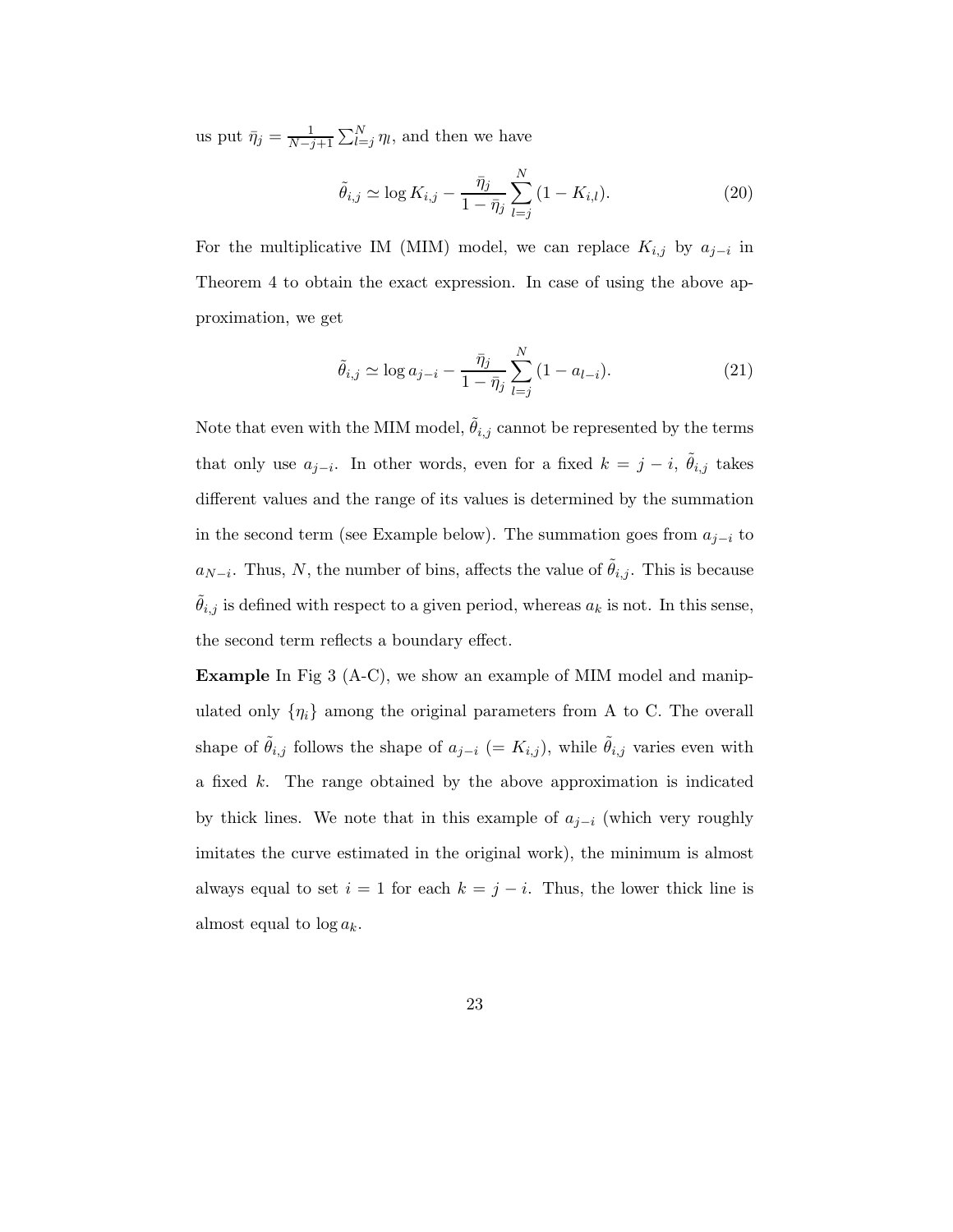us put $\bar{\eta}_j = \frac{1}{N-j+1}\sum_{l=j}^{N}\eta_l$, and then we have

$$\tilde{\theta}_{i,j} \simeq \log K_{i,j} - \frac{\bar{\eta}_j}{1-\bar{\eta}_j}\sum_{l=j}^{N}(1-K_{i,l}). \tag{20}$$

For the multiplicative IM (MIM) model, we can replace $K_{i,j}$ by $a_{j-i}$ in Theorem 4 to obtain the exact expression. In case of using the above approximation, we get

$$\tilde{\theta}_{i,j} \simeq \log a_{j-i} - \frac{\bar{\eta}_j}{1-\bar{\eta}_j}\sum_{l=j}^{N}(1-a_{l-i}). \tag{21}$$

Note that even with the MIM model, $\tilde{\theta}_{i,j}$ cannot be represented by the terms that only use $a_{j-i}$. In other words, even for a fixed $k = j - i$, $\tilde{\theta}_{i,j}$ takes different values and the range of its values is determined by the summation in the second term (see Example below). The summation goes from $a_{j-i}$ to $a_{N-i}$. Thus, $N$, the number of bins, affects the value of $\tilde{\theta}_{i,j}$. This is because $\tilde{\theta}_{i,j}$ is defined with respect to a given period, whereas $a_k$ is not. In this sense, the second term reflects a boundary effect.

**Example** In Fig 3 (A-C), we show an example of MIM model and manipulated only $\{\eta_i\}$ among the original parameters from A to C. The overall shape of $\tilde{\theta}_{i,j}$ follows the shape of $a_{j-i}$ ($= K_{i,j}$), while $\tilde{\theta}_{i,j}$ varies even with a fixed $k$. The range obtained by the above approximation is indicated by thick lines. We note that in this example of $a_{j-i}$ (which very roughly imitates the curve estimated in the original work), the minimum is almost always equal to set $i = 1$ for each $k = j - i$. Thus, the lower thick line is almost equal to $\log a_k$.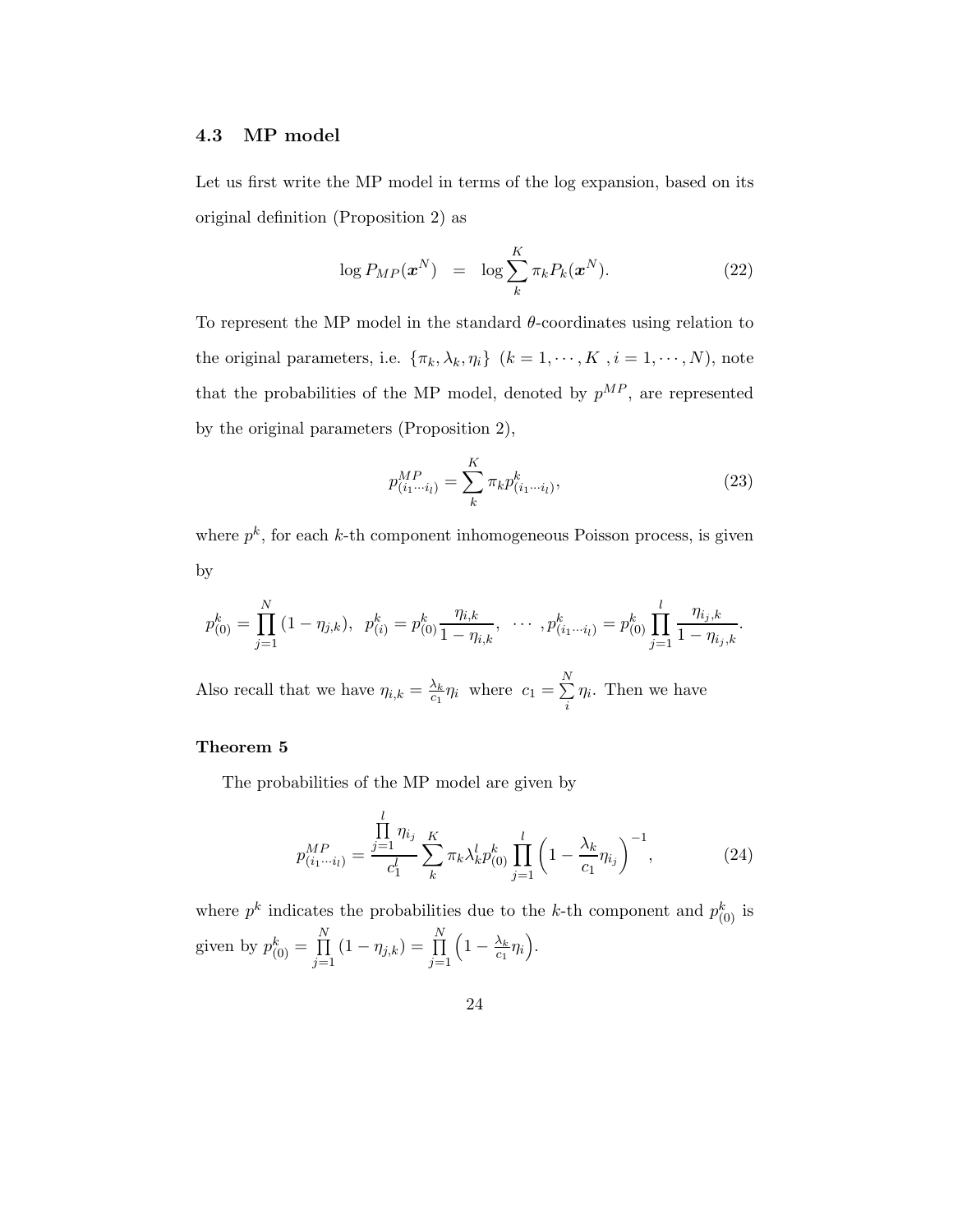### 4.3 MP model

Let us first write the MP model in terms of the log expansion, based on its original definition (Proposition 2) as

$$\log P_{MP}(\boldsymbol{x}^N) \;\; = \;\; \log \sum_{k}^{K} \pi_k P_k(\boldsymbol{x}^N). \tag{22}$$

To represent the MP model in the standard $\theta$-coordinates using relation to the original parameters, i.e. $\{\pi_k, \lambda_k, \eta_i\}$ $(k = 1, \cdots, K \, , i = 1, \cdots, N)$, note that the probabilities of the MP model, denoted by $p^{MP}$, are represented by the original parameters (Proposition 2),

$$p^{MP}_{(i_1 \cdots i_l)} = \sum_{k}^{K} \pi_k p^k_{(i_1 \cdots i_l)}, \tag{23}$$

where $p^k$, for each $k$-th component inhomogeneous Poisson process, is given by

$$p^k_{(0)} = \prod_{j=1}^{N} (1 - \eta_{j,k}), \;\; p^k_{(i)} = p^k_{(0)} \frac{\eta_{i,k}}{1 - \eta_{i,k}}, \;\; \cdots \; , p^k_{(i_1 \cdots i_l)} = p^k_{(0)} \prod_{j=1}^{l} \frac{\eta_{i_j,k}}{1 - \eta_{i_j,k}}.$$

Also recall that we have $\eta_{i,k} = \frac{\lambda_k}{c_1} \eta_i$ where $c_1 = \sum\limits_{i}^{N} \eta_i$. Then we have

**Theorem 5**

The probabilities of the MP model are given by

$$p^{MP}_{(i_1 \cdots i_l)} = \frac{\prod\limits_{j=1}^{l} \eta_{i_j}}{c_1^l} \sum_{k}^{K} \pi_k \lambda_k^l p^k_{(0)} \prod_{j=1}^{l} \left( 1 - \frac{\lambda_k}{c_1} \eta_{i_j} \right)^{-1}, \tag{24}$$

where $p^k$ indicates the probabilities due to the $k$-th component and $p^k_{(0)}$ is given by $p^k_{(0)} = \prod\limits_{j=1}^{N} (1 - \eta_{j,k}) = \prod\limits_{j=1}^{N} \left( 1 - \frac{\lambda_k}{c_1} \eta_i \right)$.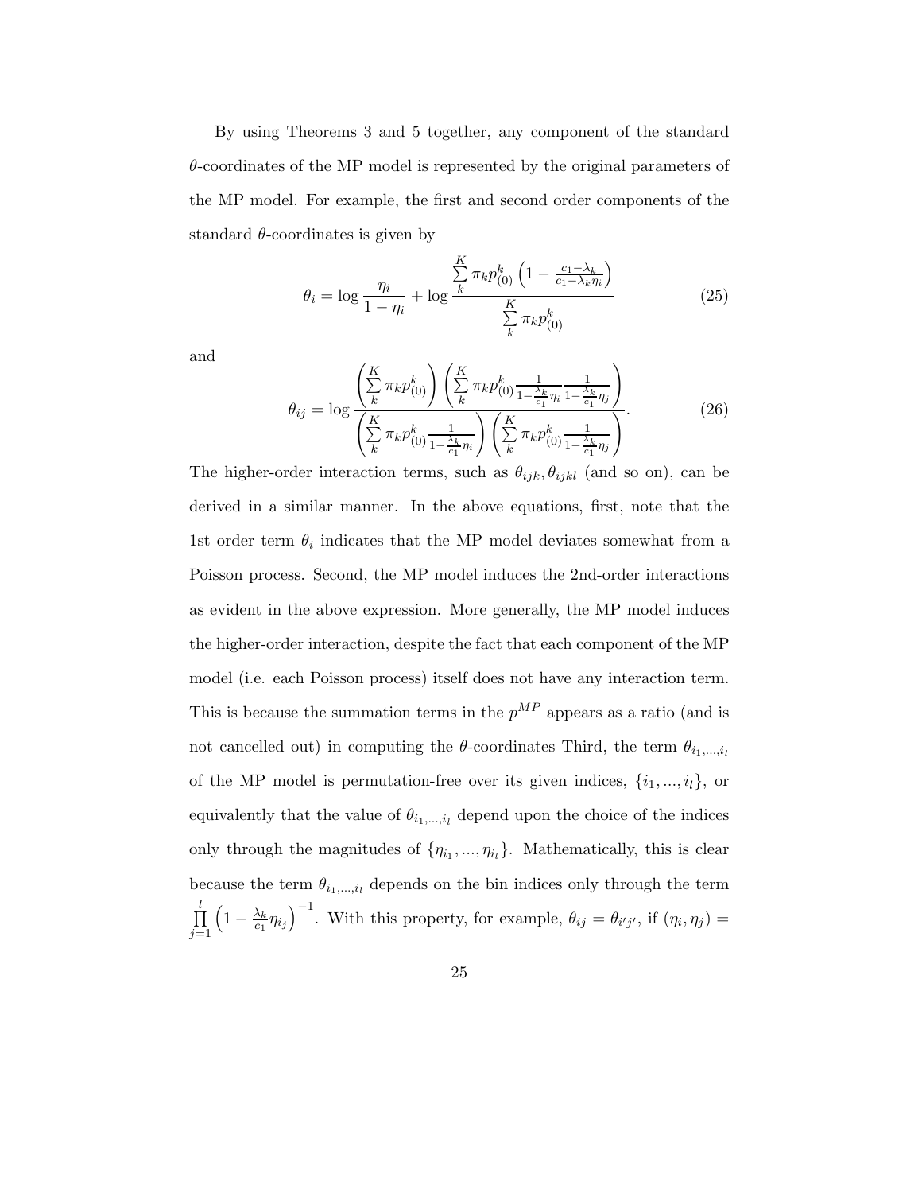By using Theorems 3 and 5 together, any component of the standard $\theta$-coordinates of the MP model is represented by the original parameters of the MP model. For example, the first and second order components of the standard $\theta$-coordinates is given by

$$\theta_i = \log \frac{\eta_i}{1-\eta_i} + \log \frac{\sum_k^K \pi_k p_{(0)}^k \left(1 - \frac{c_1 - \lambda_k}{c_1 - \lambda_k \eta_i}\right)}{\sum_k^K \pi_k p_{(0)}^k} \tag{25}$$

and

$$\theta_{ij} = \log \frac{\left(\sum_k^K \pi_k p_{(0)}^k\right)\left(\sum_k^K \pi_k p_{(0)}^k \frac{1}{1-\frac{\lambda_k}{c_1}\eta_i} \frac{1}{1-\frac{\lambda_k}{c_1}\eta_j}\right)}{\left(\sum_k^K \pi_k p_{(0)}^k \frac{1}{1-\frac{\lambda_k}{c_1}\eta_i}\right)\left(\sum_k^K \pi_k p_{(0)}^k \frac{1}{1-\frac{\lambda_k}{c_1}\eta_j}\right)}. \tag{26}$$

The higher-order interaction terms, such as $\theta_{ijk}, \theta_{ijkl}$ (and so on), can be derived in a similar manner. In the above equations, first, note that the 1st order term $\theta_i$ indicates that the MP model deviates somewhat from a Poisson process. Second, the MP model induces the 2nd-order interactions as evident in the above expression. More generally, the MP model induces the higher-order interaction, despite the fact that each component of the MP model (i.e. each Poisson process) itself does not have any interaction term. This is because the summation terms in the $p^{MP}$ appears as a ratio (and is not cancelled out) in computing the $\theta$-coordinates Third, the term $\theta_{i_1,\ldots,i_l}$ of the MP model is permutation-free over its given indices, $\{i_1, \ldots, i_l\}$, or equivalently that the value of $\theta_{i_1,\ldots,i_l}$ depend upon the choice of the indices only through the magnitudes of $\{\eta_{i_1}, \ldots, \eta_{i_l}\}$. Mathematically, this is clear because the term $\theta_{i_1,\ldots,i_l}$ depends on the bin indices only through the term $\prod_{j=1}^{l} \left(1 - \frac{\lambda_k}{c_1}\eta_{i_j}\right)^{-1}$. With this property, for example, $\theta_{ij} = \theta_{i'j'}$, if $(\eta_i, \eta_j) =$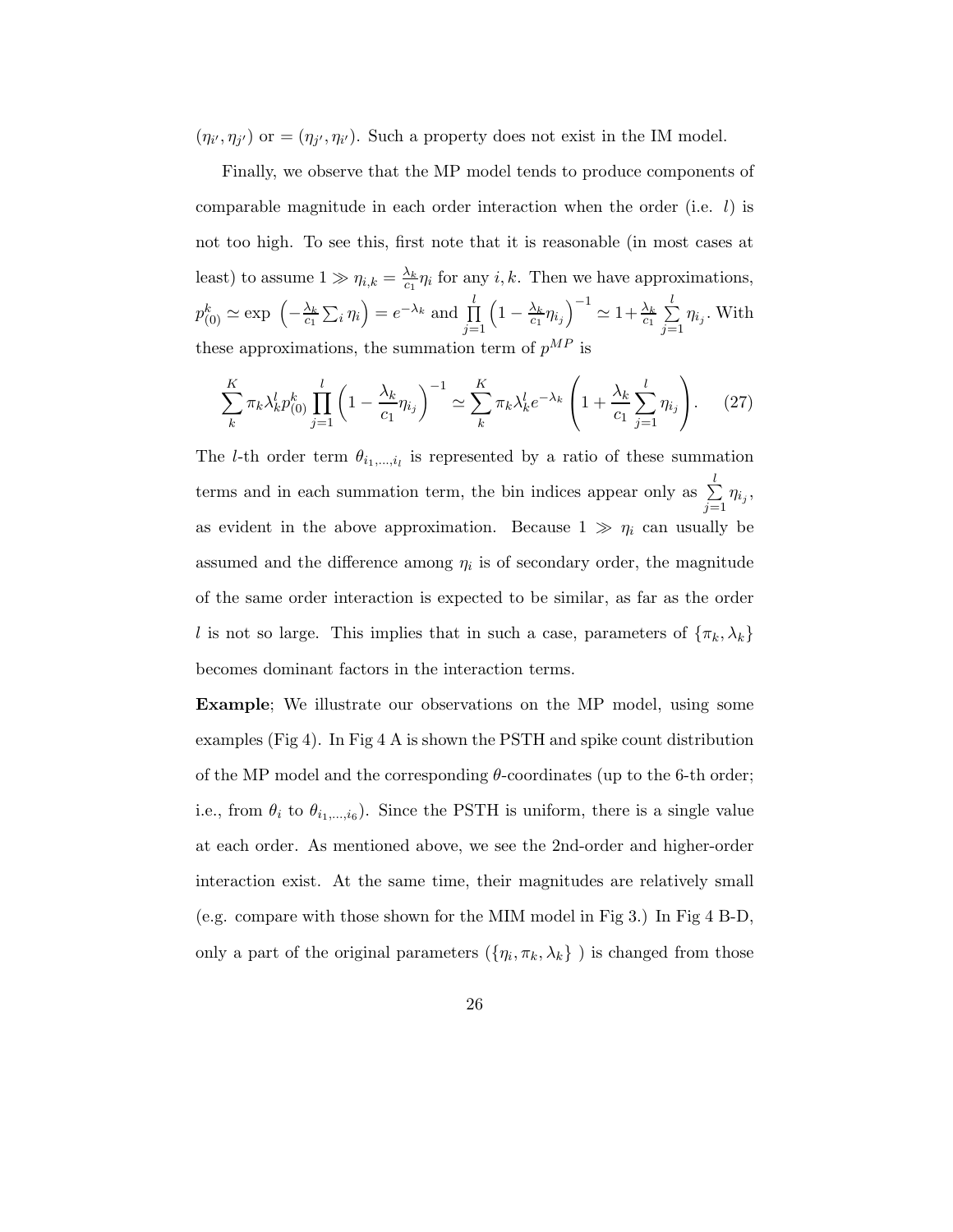$(\eta_{i'}, \eta_{j'})$ or $= (\eta_{j'}, \eta_{i'})$. Such a property does not exist in the IM model.

Finally, we observe that the MP model tends to produce components of comparable magnitude in each order interaction when the order (i.e. $l$) is not too high. To see this, first note that it is reasonable (in most cases at least) to assume $1 \gg \eta_{i,k} = \frac{\lambda_k}{c_1}\eta_i$ for any $i, k$. Then we have approximations, $p^k_{(0)} \simeq \exp\left(-\frac{\lambda_k}{c_1}\sum_i \eta_i\right) = e^{-\lambda_k}$ and $\prod_{j=1}^{l}\left(1 - \frac{\lambda_k}{c_1}\eta_{i_j}\right)^{-1} \simeq 1 + \frac{\lambda_k}{c_1}\sum_{j=1}^{l}\eta_{i_j}$. With these approximations, the summation term of $p^{MP}$ is

$$\sum_k^K \pi_k \lambda_k^l p^k_{(0)} \prod_{j=1}^{l}\left(1 - \frac{\lambda_k}{c_1}\eta_{i_j}\right)^{-1} \simeq \sum_k^K \pi_k \lambda_k^l e^{-\lambda_k}\left(1 + \frac{\lambda_k}{c_1}\sum_{j=1}^{l}\eta_{i_j}\right). \quad (27)$$

The $l$-th order term $\theta_{i_1,\ldots,i_l}$ is represented by a ratio of these summation terms and in each summation term, the bin indices appear only as $\sum_{j=1}^{l}\eta_{i_j}$, as evident in the above approximation. Because $1 \gg \eta_i$ can usually be assumed and the difference among $\eta_i$ is of secondary order, the magnitude of the same order interaction is expected to be similar, as far as the order $l$ is not so large. This implies that in such a case, parameters of $\{\pi_k, \lambda_k\}$ becomes dominant factors in the interaction terms.

**Example**; We illustrate our observations on the MP model, using some examples (Fig 4). In Fig 4 A is shown the PSTH and spike count distribution of the MP model and the corresponding $\theta$-coordinates (up to the 6-th order; i.e., from $\theta_i$ to $\theta_{i_1,\ldots,i_6}$). Since the PSTH is uniform, there is a single value at each order. As mentioned above, we see the 2nd-order and higher-order interaction exist. At the same time, their magnitudes are relatively small (e.g. compare with those shown for the MIM model in Fig 3.) In Fig 4 B-D, only a part of the original parameters ($\{\eta_i, \pi_k, \lambda_k\}$ ) is changed from those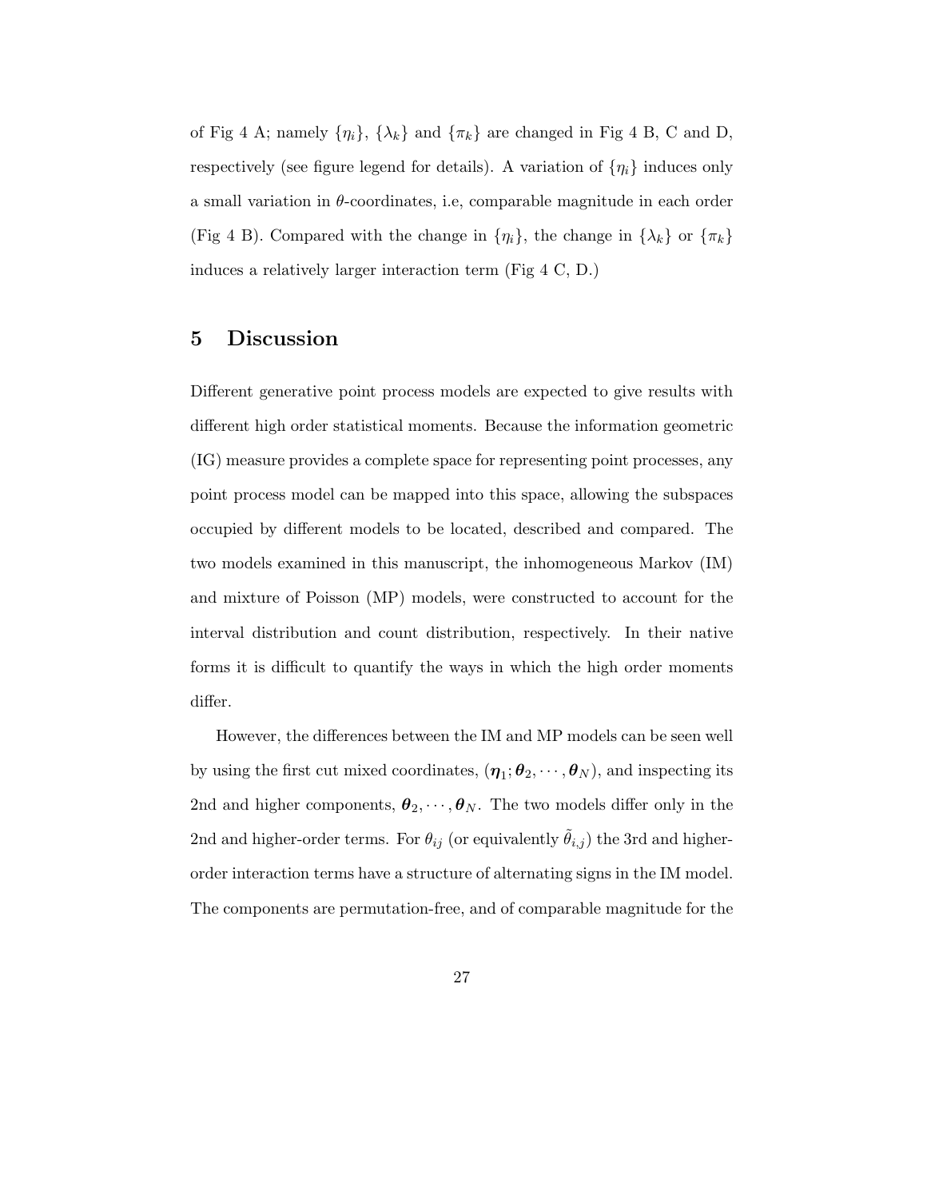of Fig 4 A; namely $\{\eta_i\}$, $\{\lambda_k\}$ and $\{\pi_k\}$ are changed in Fig 4 B, C and D, respectively (see figure legend for details). A variation of $\{\eta_i\}$ induces only a small variation in $\theta$-coordinates, i.e, comparable magnitude in each order (Fig 4 B). Compared with the change in $\{\eta_i\}$, the change in $\{\lambda_k\}$ or $\{\pi_k\}$ induces a relatively larger interaction term (Fig 4 C, D.)

# 5 Discussion

Different generative point process models are expected to give results with different high order statistical moments. Because the information geometric (IG) measure provides a complete space for representing point processes, any point process model can be mapped into this space, allowing the subspaces occupied by different models to be located, described and compared. The two models examined in this manuscript, the inhomogeneous Markov (IM) and mixture of Poisson (MP) models, were constructed to account for the interval distribution and count distribution, respectively. In their native forms it is difficult to quantify the ways in which the high order moments differ.

However, the differences between the IM and MP models can be seen well by using the first cut mixed coordinates, $(\boldsymbol{\eta}_1; \boldsymbol{\theta}_2, \cdots, \boldsymbol{\theta}_N)$, and inspecting its 2nd and higher components, $\boldsymbol{\theta}_2, \cdots, \boldsymbol{\theta}_N$. The two models differ only in the 2nd and higher-order terms. For $\theta_{ij}$ (or equivalently $\tilde{\theta}_{i,j}$) the 3rd and higher-order interaction terms have a structure of alternating signs in the IM model. The components are permutation-free, and of comparable magnitude for the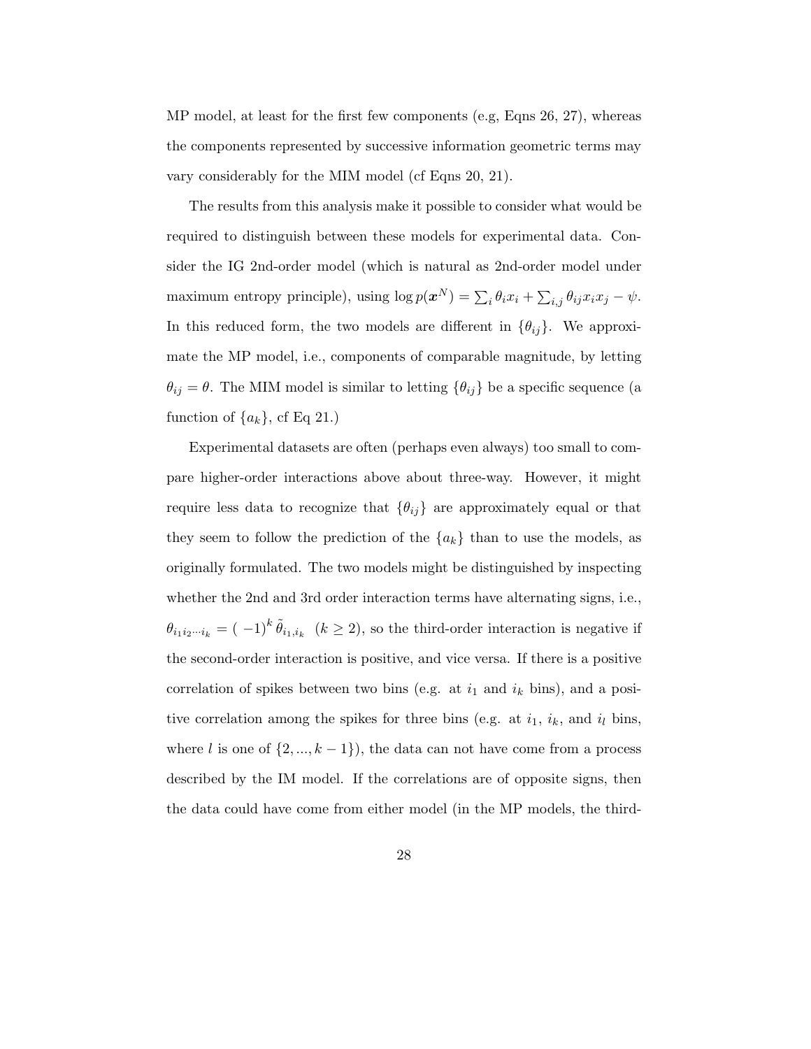MP model, at least for the first few components (e.g, Eqns 26, 27), whereas the components represented by successive information geometric terms may vary considerably for the MIM model (cf Eqns 20, 21).

The results from this analysis make it possible to consider what would be required to distinguish between these models for experimental data. Consider the IG 2nd-order model (which is natural as 2nd-order model under maximum entropy principle), using $\log p(\boldsymbol{x}^N) = \sum_i \theta_i x_i + \sum_{i,j} \theta_{ij} x_i x_j - \psi$. In this reduced form, the two models are different in $\{\theta_{ij}\}$. We approximate the MP model, i.e., components of comparable magnitude, by letting $\theta_{ij} = \theta$. The MIM model is similar to letting $\{\theta_{ij}\}$ be a specific sequence (a function of $\{a_k\}$, cf Eq 21.)

Experimental datasets are often (perhaps even always) too small to compare higher-order interactions above about three-way. However, it might require less data to recognize that $\{\theta_{ij}\}$ are approximately equal or that they seem to follow the prediction of the $\{a_k\}$ than to use the models, as originally formulated. The two models might be distinguished by inspecting whether the 2nd and 3rd order interaction terms have alternating signs, i.e., $\theta_{i_1 i_2 \cdots i_k} = (-1)^k \tilde{\theta}_{i_1, i_k}$ $(k \geq 2)$, so the third-order interaction is negative if the second-order interaction is positive, and vice versa. If there is a positive correlation of spikes between two bins (e.g. at $i_1$ and $i_k$ bins), and a positive correlation among the spikes for three bins (e.g. at $i_1$, $i_k$, and $i_l$ bins, where $l$ is one of $\{2, ..., k-1\}$), the data can not have come from a process described by the IM model. If the correlations are of opposite signs, then the data could have come from either model (in the MP models, the third-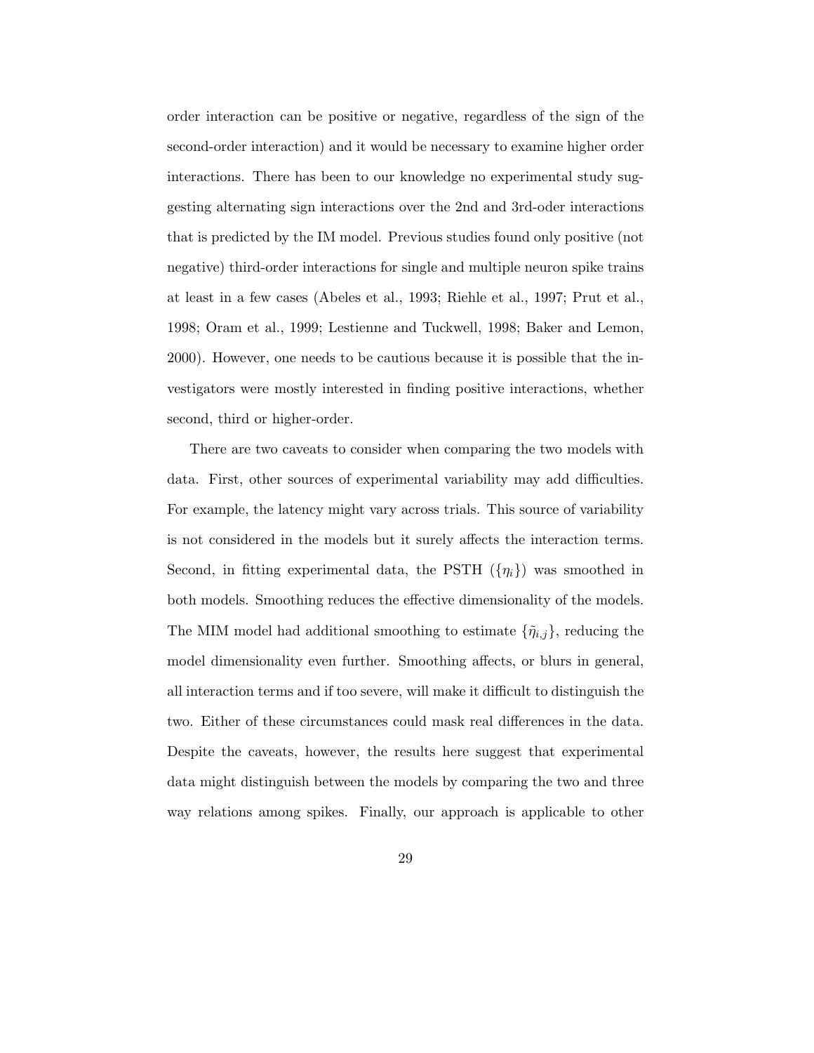order interaction can be positive or negative, regardless of the sign of the second-order interaction) and it would be necessary to examine higher order interactions. There has been to our knowledge no experimental study suggesting alternating sign interactions over the 2nd and 3rd-oder interactions that is predicted by the IM model. Previous studies found only positive (not negative) third-order interactions for single and multiple neuron spike trains at least in a few cases (Abeles et al., 1993; Riehle et al., 1997; Prut et al., 1998; Oram et al., 1999; Lestienne and Tuckwell, 1998; Baker and Lemon, 2000). However, one needs to be cautious because it is possible that the investigators were mostly interested in finding positive interactions, whether second, third or higher-order.

There are two caveats to consider when comparing the two models with data. First, other sources of experimental variability may add difficulties. For example, the latency might vary across trials. This source of variability is not considered in the models but it surely affects the interaction terms. Second, in fitting experimental data, the PSTH ($\{\eta_i\}$) was smoothed in both models. Smoothing reduces the effective dimensionality of the models. The MIM model had additional smoothing to estimate $\{\tilde{\eta}_{i,j}\}$, reducing the model dimensionality even further. Smoothing affects, or blurs in general, all interaction terms and if too severe, will make it difficult to distinguish the two. Either of these circumstances could mask real differences in the data. Despite the caveats, however, the results here suggest that experimental data might distinguish between the models by comparing the two and three way relations among spikes. Finally, our approach is applicable to other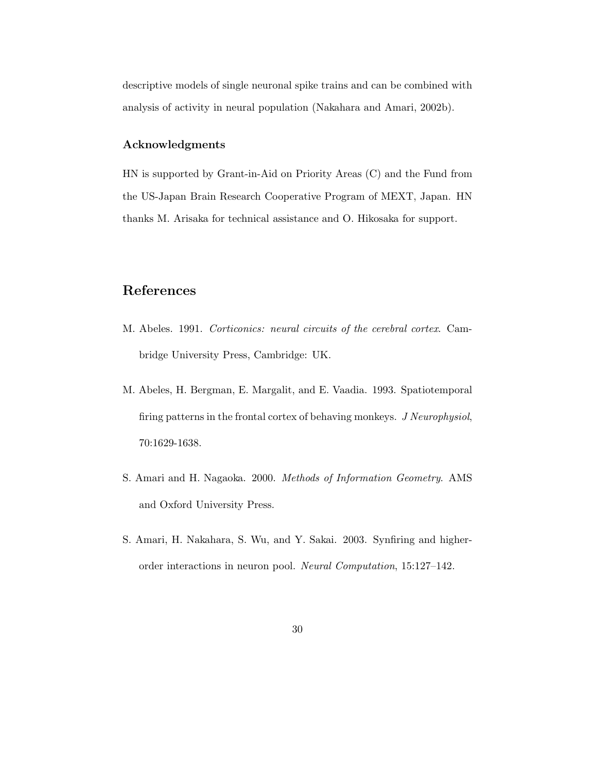descriptive models of single neuronal spike trains and can be combined with analysis of activity in neural population (Nakahara and Amari, 2002b).

### Acknowledgments

HN is supported by Grant-in-Aid on Priority Areas (C) and the Fund from the US-Japan Brain Research Cooperative Program of MEXT, Japan. HN thanks M. Arisaka for technical assistance and O. Hikosaka for support.

## References

M. Abeles. 1991. *Corticonics: neural circuits of the cerebral cortex*. Cambridge University Press, Cambridge: UK.

M. Abeles, H. Bergman, E. Margalit, and E. Vaadia. 1993. Spatiotemporal firing patterns in the frontal cortex of behaving monkeys. *J Neurophysiol*, 70:1629-1638.

S. Amari and H. Nagaoka. 2000. *Methods of Information Geometry*. AMS and Oxford University Press.

S. Amari, H. Nakahara, S. Wu, and Y. Sakai. 2003. Synfiring and higher-order interactions in neuron pool. *Neural Computation*, 15:127–142.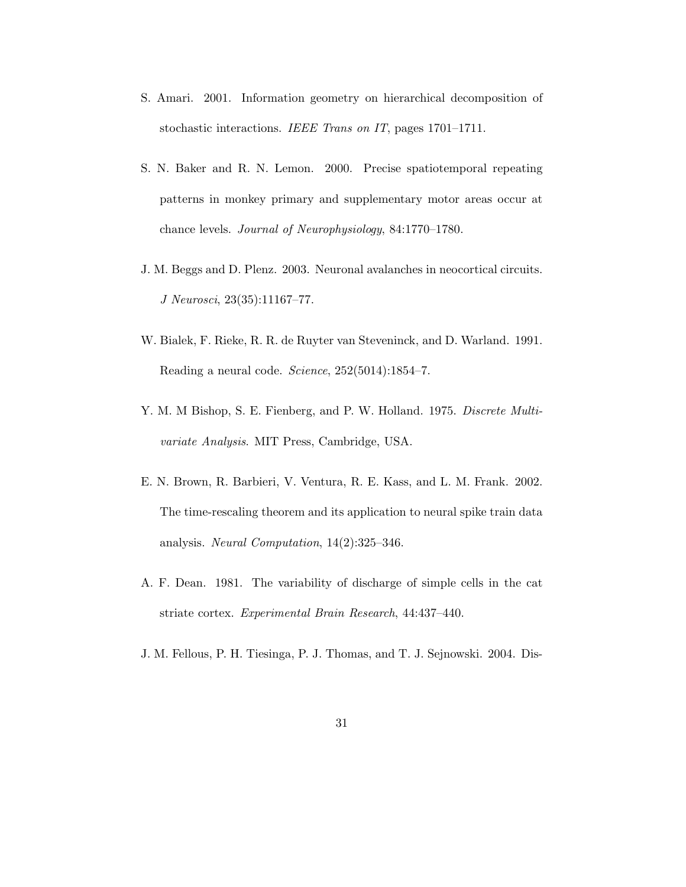S. Amari. 2001. Information geometry on hierarchical decomposition of stochastic interactions. *IEEE Trans on IT*, pages 1701–1711.

S. N. Baker and R. N. Lemon. 2000. Precise spatiotemporal repeating patterns in monkey primary and supplementary motor areas occur at chance levels. *Journal of Neurophysiology*, 84:1770–1780.

J. M. Beggs and D. Plenz. 2003. Neuronal avalanches in neocortical circuits. *J Neurosci*, 23(35):11167–77.

W. Bialek, F. Rieke, R. R. de Ruyter van Steveninck, and D. Warland. 1991. Reading a neural code. *Science*, 252(5014):1854–7.

Y. M. M Bishop, S. E. Fienberg, and P. W. Holland. 1975. *Discrete Multivariate Analysis*. MIT Press, Cambridge, USA.

E. N. Brown, R. Barbieri, V. Ventura, R. E. Kass, and L. M. Frank. 2002. The time-rescaling theorem and its application to neural spike train data analysis. *Neural Computation*, 14(2):325–346.

A. F. Dean. 1981. The variability of discharge of simple cells in the cat striate cortex. *Experimental Brain Research*, 44:437–440.

J. M. Fellous, P. H. Tiesinga, P. J. Thomas, and T. J. Sejnowski. 2004. Dis-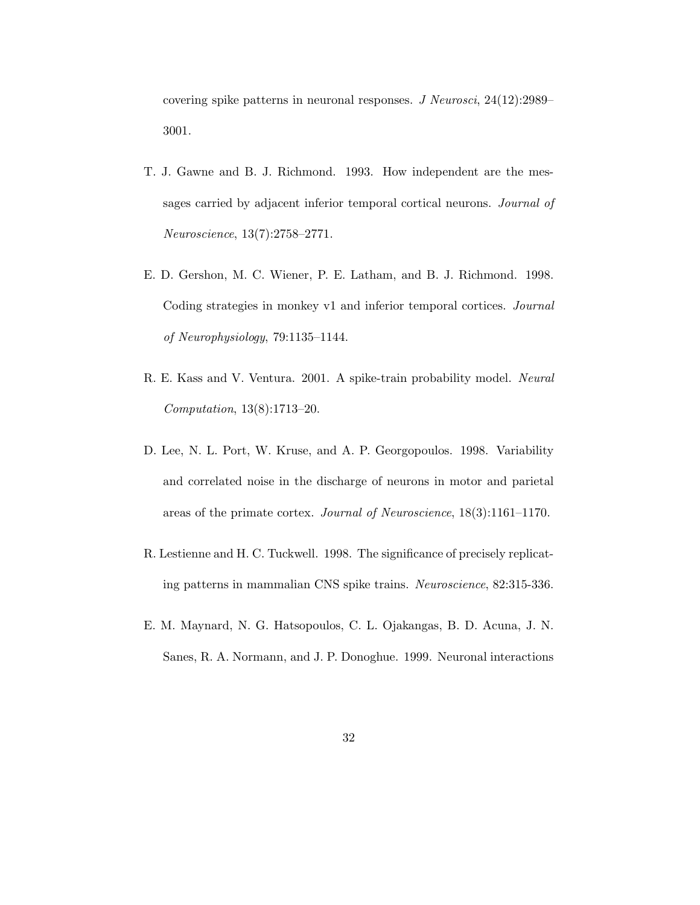covering spike patterns in neuronal responses. *J Neurosci*, 24(12):2989–3001.

T. J. Gawne and B. J. Richmond. 1993. How independent are the messages carried by adjacent inferior temporal cortical neurons. *Journal of Neuroscience*, 13(7):2758–2771.

E. D. Gershon, M. C. Wiener, P. E. Latham, and B. J. Richmond. 1998. Coding strategies in monkey v1 and inferior temporal cortices. *Journal of Neurophysiology*, 79:1135–1144.

R. E. Kass and V. Ventura. 2001. A spike-train probability model. *Neural Computation*, 13(8):1713–20.

D. Lee, N. L. Port, W. Kruse, and A. P. Georgopoulos. 1998. Variability and correlated noise in the discharge of neurons in motor and parietal areas of the primate cortex. *Journal of Neuroscience*, 18(3):1161–1170.

R. Lestienne and H. C. Tuckwell. 1998. The significance of precisely replicating patterns in mammalian CNS spike trains. *Neuroscience*, 82:315-336.

E. M. Maynard, N. G. Hatsopoulos, C. L. Ojakangas, B. D. Acuna, J. N. Sanes, R. A. Normann, and J. P. Donoghue. 1999. Neuronal interactions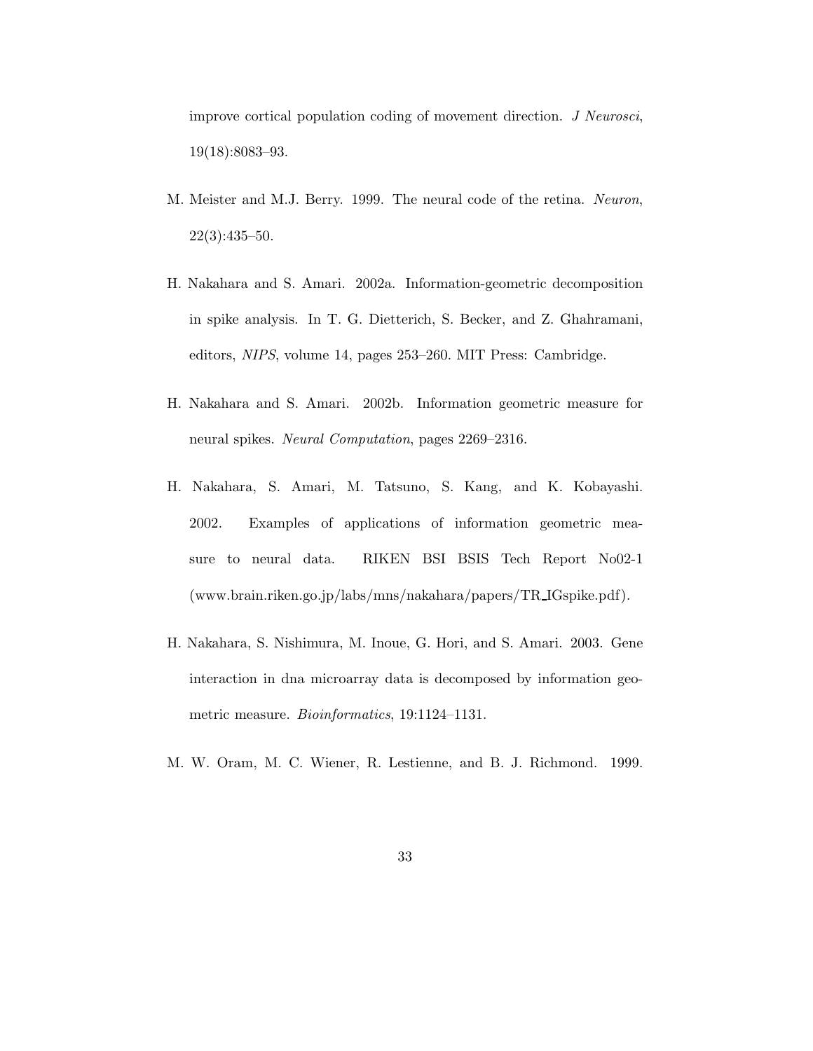improve cortical population coding of movement direction. *J Neurosci*, 19(18):8083–93.

M. Meister and M.J. Berry. 1999. The neural code of the retina. *Neuron*, 22(3):435–50.

H. Nakahara and S. Amari. 2002a. Information-geometric decomposition in spike analysis. In T. G. Dietterich, S. Becker, and Z. Ghahramani, editors, *NIPS*, volume 14, pages 253–260. MIT Press: Cambridge.

H. Nakahara and S. Amari. 2002b. Information geometric measure for neural spikes. *Neural Computation*, pages 2269–2316.

H. Nakahara, S. Amari, M. Tatsuno, S. Kang, and K. Kobayashi. 2002. Examples of applications of information geometric measure to neural data. RIKEN BSI BSIS Tech Report No02-1 (www.brain.riken.go.jp/labs/mns/nakahara/papers/TR_IGspike.pdf).

H. Nakahara, S. Nishimura, M. Inoue, G. Hori, and S. Amari. 2003. Gene interaction in dna microarray data is decomposed by information geometric measure. *Bioinformatics*, 19:1124–1131.

M. W. Oram, M. C. Wiener, R. Lestienne, and B. J. Richmond. 1999.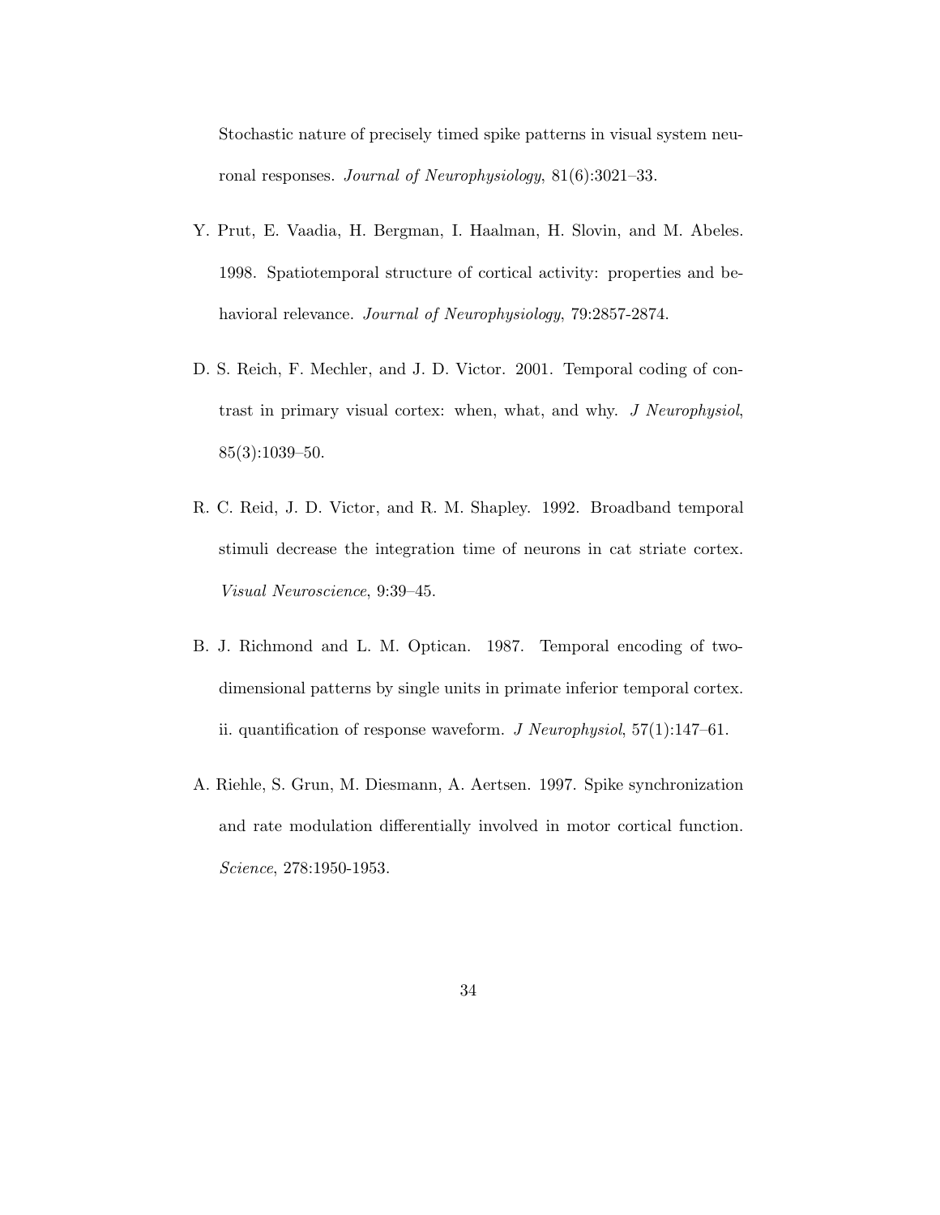Stochastic nature of precisely timed spike patterns in visual system neuronal responses. *Journal of Neurophysiology*, 81(6):3021–33.

Y. Prut, E. Vaadia, H. Bergman, I. Haalman, H. Slovin, and M. Abeles. 1998. Spatiotemporal structure of cortical activity: properties and behavioral relevance. *Journal of Neurophysiology*, 79:2857-2874.

D. S. Reich, F. Mechler, and J. D. Victor. 2001. Temporal coding of contrast in primary visual cortex: when, what, and why. *J Neurophysiol*, 85(3):1039–50.

R. C. Reid, J. D. Victor, and R. M. Shapley. 1992. Broadband temporal stimuli decrease the integration time of neurons in cat striate cortex. *Visual Neuroscience*, 9:39–45.

B. J. Richmond and L. M. Optican. 1987. Temporal encoding of two-dimensional patterns by single units in primate inferior temporal cortex. ii. quantification of response waveform. *J Neurophysiol*, 57(1):147–61.

A. Riehle, S. Grun, M. Diesmann, A. Aertsen. 1997. Spike synchronization and rate modulation differentially involved in motor cortical function. *Science*, 278:1950-1953.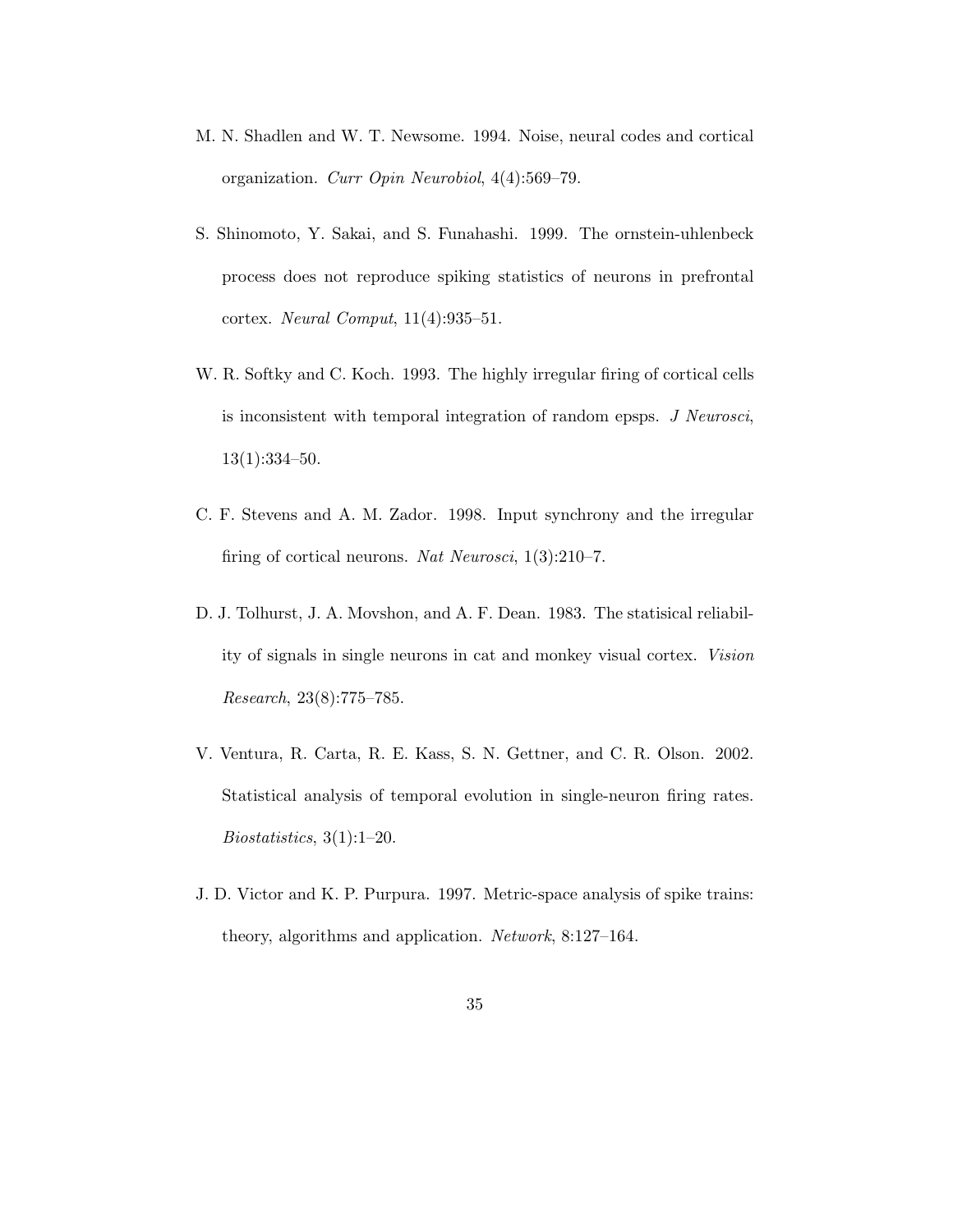M. N. Shadlen and W. T. Newsome. 1994. Noise, neural codes and cortical organization. *Curr Opin Neurobiol*, 4(4):569–79.

S. Shinomoto, Y. Sakai, and S. Funahashi. 1999. The ornstein-uhlenbeck process does not reproduce spiking statistics of neurons in prefrontal cortex. *Neural Comput*, 11(4):935–51.

W. R. Softky and C. Koch. 1993. The highly irregular firing of cortical cells is inconsistent with temporal integration of random epsps. *J Neurosci*, 13(1):334–50.

C. F. Stevens and A. M. Zador. 1998. Input synchrony and the irregular firing of cortical neurons. *Nat Neurosci*, 1(3):210–7.

D. J. Tolhurst, J. A. Movshon, and A. F. Dean. 1983. The statisical reliability of signals in single neurons in cat and monkey visual cortex. *Vision Research*, 23(8):775–785.

V. Ventura, R. Carta, R. E. Kass, S. N. Gettner, and C. R. Olson. 2002. Statistical analysis of temporal evolution in single-neuron firing rates. *Biostatistics*, 3(1):1–20.

J. D. Victor and K. P. Purpura. 1997. Metric-space analysis of spike trains: theory, algorithms and application. *Network*, 8:127–164.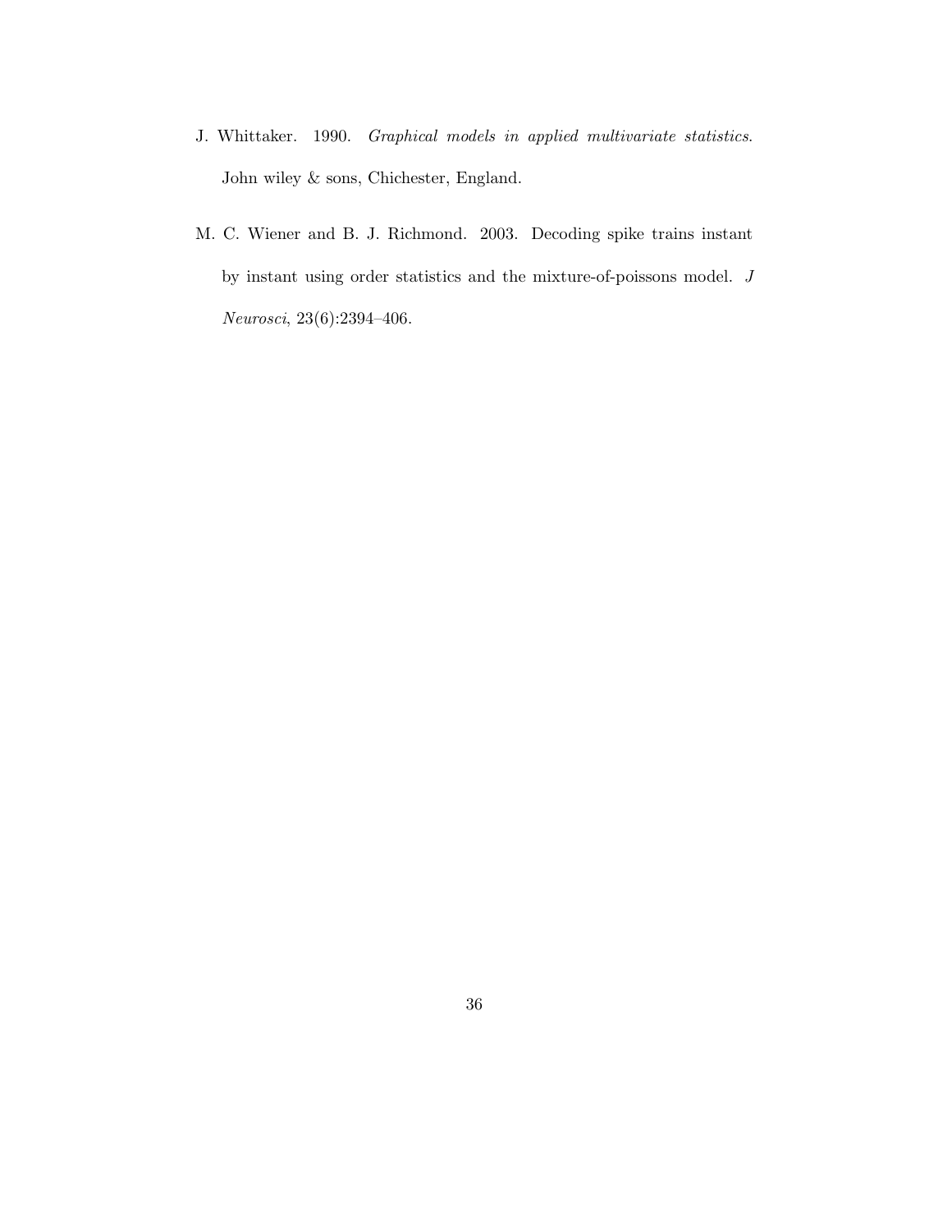J. Whittaker. 1990. *Graphical models in applied multivariate statistics*. John wiley & sons, Chichester, England.

M. C. Wiener and B. J. Richmond. 2003. Decoding spike trains instant by instant using order statistics and the mixture-of-poissons model. *J Neurosci*, 23(6):2394–406.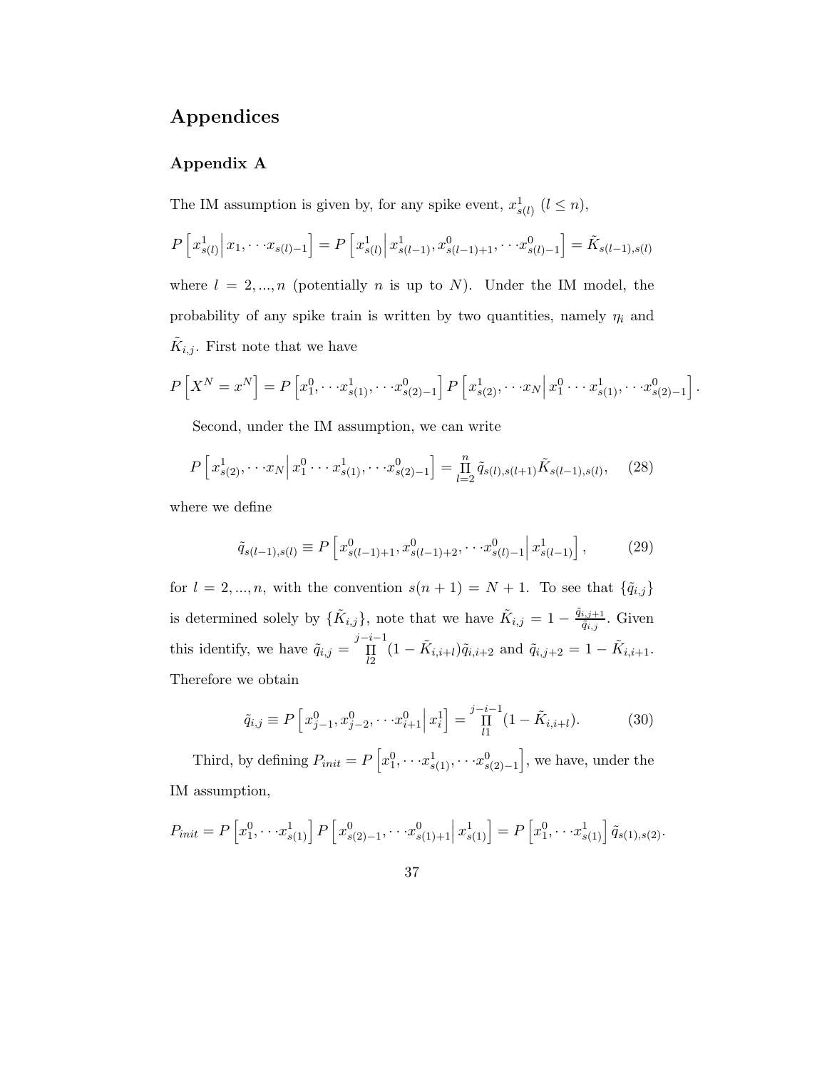# Appendices

## Appendix A

The IM assumption is given by, for any spike event, $x^1_{s(l)}$ $(l \leq n)$,

$$P\left[x^1_{s(l)}\middle| x_1, \cdots x_{s(l)-1}\right] = P\left[x^1_{s(l)}\middle| x^1_{s(l-1)}, x^0_{s(l-1)+1}, \cdots x^0_{s(l)-1}\right] = \tilde{K}_{s(l-1),s(l)}$$

where $l = 2, ..., n$ (potentially $n$ is up to $N$). Under the IM model, the probability of any spike train is written by two quantities, namely $\eta_i$ and $\tilde{K}_{i,j}$. First note that we have

$$P\left[X^N = x^N\right] = P\left[x^0_1, \cdots x^1_{s(1)}, \cdots x^0_{s(2)-1}\right] P\left[x^1_{s(2)}, \cdots x_N\middle| x^0_1 \cdots x^1_{s(1)}, \cdots x^0_{s(2)-1}\right].$$

Second, under the IM assumption, we can write

$$P\left[x^1_{s(2)}, \cdots x_N\middle| x^0_1 \cdots x^1_{s(1)}, \cdots x^0_{s(2)-1}\right] = \prod_{l=2}^{n} \tilde{q}_{s(l),s(l+1)} \tilde{K}_{s(l-1),s(l)}, \quad (28)$$

where we define

$$\tilde{q}_{s(l-1),s(l)} \equiv P\left[x^0_{s(l-1)+1}, x^0_{s(l-1)+2}, \cdots x^0_{s(l)-1}\middle| x^1_{s(l-1)}\right], \quad (29)$$

for $l = 2, ..., n$, with the convention $s(n+1) = N+1$. To see that $\{\tilde{q}_{i,j}\}$ is determined solely by $\{\tilde{K}_{i,j}\}$, note that we have $\tilde{K}_{i,j} = 1 - \frac{\tilde{q}_{i,j+1}}{\tilde{q}_{i,j}}$. Given this identify, we have $\tilde{q}_{i,j} = \prod_{l2}^{j-i-1}(1 - \tilde{K}_{i,i+l})\tilde{q}_{i,i+2}$ and $\tilde{q}_{i,j+2} = 1 - \tilde{K}_{i,i+1}$. Therefore we obtain

$$\tilde{q}_{i,j} \equiv P\left[x^0_{j-1}, x^0_{j-2}, \cdots x^0_{i+1}\middle| x^1_i\right] = \prod_{l1}^{j-i-1}(1 - \tilde{K}_{i,i+l}). \quad (30)$$

Third, by defining $P_{init} = P\left[x^0_1, \cdots x^1_{s(1)}, \cdots x^0_{s(2)-1}\right]$, we have, under the IM assumption,

$$P_{init} = P\left[x^0_1, \cdots x^1_{s(1)}\right] P\left[x^0_{s(2)-1}, \cdots x^0_{s(1)+1}\middle| x^1_{s(1)}\right] = P\left[x^0_1, \cdots x^1_{s(1)}\right] \tilde{q}_{s(1),s(2)}.$$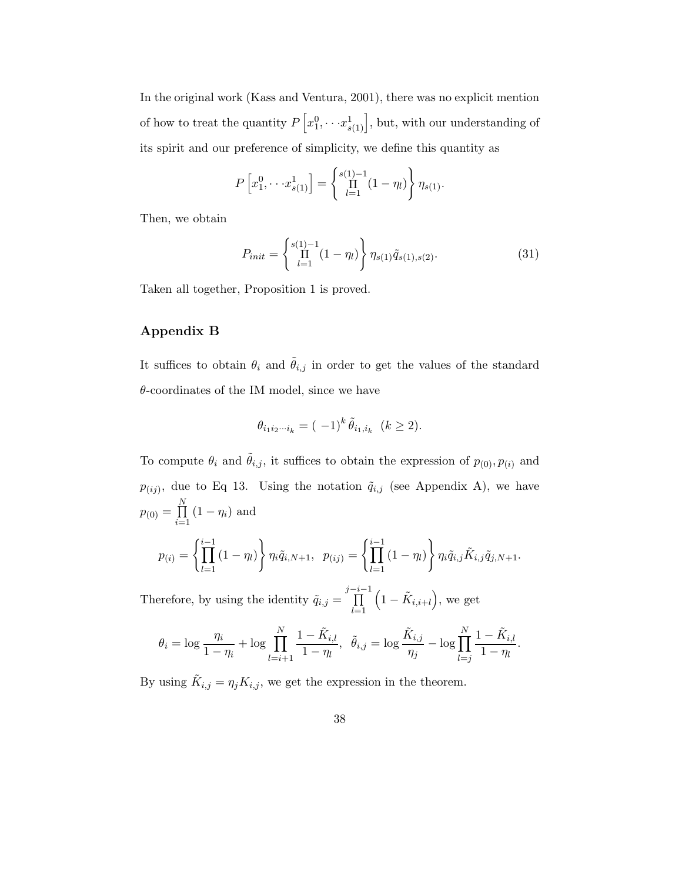In the original work (Kass and Ventura, 2001), there was no explicit mention of how to treat the quantity $P\left[x_1^0, \cdots x_{s(1)}^1\right]$, but, with our understanding of its spirit and our preference of simplicity, we define this quantity as

$$P\left[x_1^0, \cdots x_{s(1)}^1\right] = \left\{\prod_{l=1}^{s(1)-1} (1-\eta_l)\right\} \eta_{s(1)}.$$

Then, we obtain

$$P_{init} = \left\{\prod_{l=1}^{s(1)-1} (1-\eta_l)\right\} \eta_{s(1)} \tilde{q}_{s(1),s(2)}. \tag{31}$$

Taken all together, Proposition 1 is proved.

## Appendix B

It suffices to obtain $\theta_i$ and $\tilde{\theta}_{i,j}$ in order to get the values of the standard $\theta$-coordinates of the IM model, since we have

$$\theta_{i_1 i_2 \cdots i_k} = (-1)^k \tilde{\theta}_{i_1, i_k} \quad (k \geq 2).$$

To compute $\theta_i$ and $\tilde{\theta}_{i,j}$, it suffices to obtain the expression of $p_{(0)}, p_{(i)}$ and $p_{(ij)}$, due to Eq 13. Using the notation $\tilde{q}_{i,j}$ (see Appendix A), we have $p_{(0)} = \prod_{i=1}^{N} (1-\eta_i)$ and

$$p_{(i)} = \left\{\prod_{l=1}^{i-1} (1-\eta_l)\right\} \eta_i \tilde{q}_{i,N+1}, \quad p_{(ij)} = \left\{\prod_{l=1}^{i-1} (1-\eta_l)\right\} \eta_i \tilde{q}_{i,j} \tilde{K}_{i,j} \tilde{q}_{j,N+1}.$$

Therefore, by using the identity $\tilde{q}_{i,j} = \prod_{l=1}^{j-i-1} \left(1 - \tilde{K}_{i,i+l}\right)$, we get

$$\theta_i = \log \frac{\eta_i}{1-\eta_i} + \log \prod_{l=i+1}^{N} \frac{1-\tilde{K}_{i,l}}{1-\eta_l}, \quad \tilde{\theta}_{i,j} = \log \frac{\tilde{K}_{i,j}}{\eta_j} - \log \prod_{l=j}^{N} \frac{1-\tilde{K}_{i,l}}{1-\eta_l}.$$

By using $\tilde{K}_{i,j} = \eta_j K_{i,j}$, we get the expression in the theorem.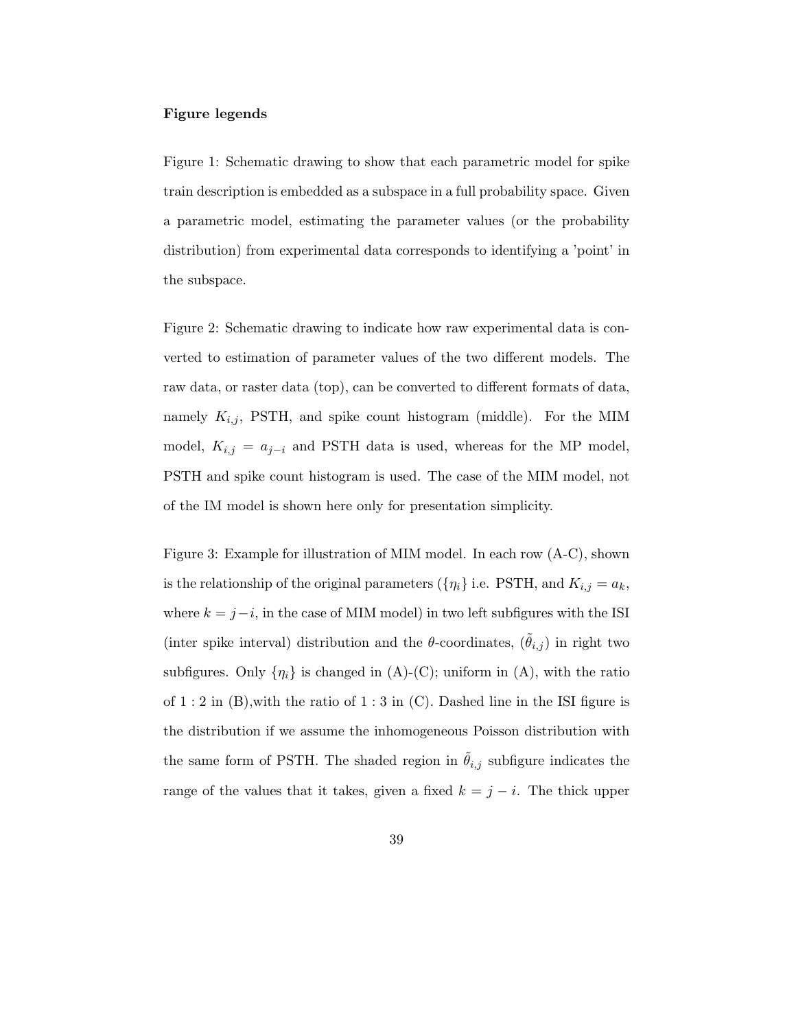**Figure legends**

Figure 1: Schematic drawing to show that each parametric model for spike train description is embedded as a subspace in a full probability space. Given a parametric model, estimating the parameter values (or the probability distribution) from experimental data corresponds to identifying a 'point' in the subspace.

Figure 2: Schematic drawing to indicate how raw experimental data is converted to estimation of parameter values of the two different models. The raw data, or raster data (top), can be converted to different formats of data, namely $K_{i,j}$, PSTH, and spike count histogram (middle). For the MIM model, $K_{i,j} = a_{j-i}$ and PSTH data is used, whereas for the MP model, PSTH and spike count histogram is used. The case of the MIM model, not of the IM model is shown here only for presentation simplicity.

Figure 3: Example for illustration of MIM model. In each row (A-C), shown is the relationship of the original parameters ($\{\eta_i\}$ i.e. PSTH, and $K_{i,j} = a_k$, where $k = j - i$, in the case of MIM model) in two left subfigures with the ISI (inter spike interval) distribution and the $\theta$-coordinates, ($\tilde{\theta}_{i,j}$) in right two subfigures. Only $\{\eta_i\}$ is changed in (A)-(C); uniform in (A), with the ratio of $1:2$ in (B),with the ratio of $1:3$ in (C). Dashed line in the ISI figure is the distribution if we assume the inhomogeneous Poisson distribution with the same form of PSTH. The shaded region in $\tilde{\theta}_{i,j}$ subfigure indicates the range of the values that it takes, given a fixed $k = j - i$. The thick upper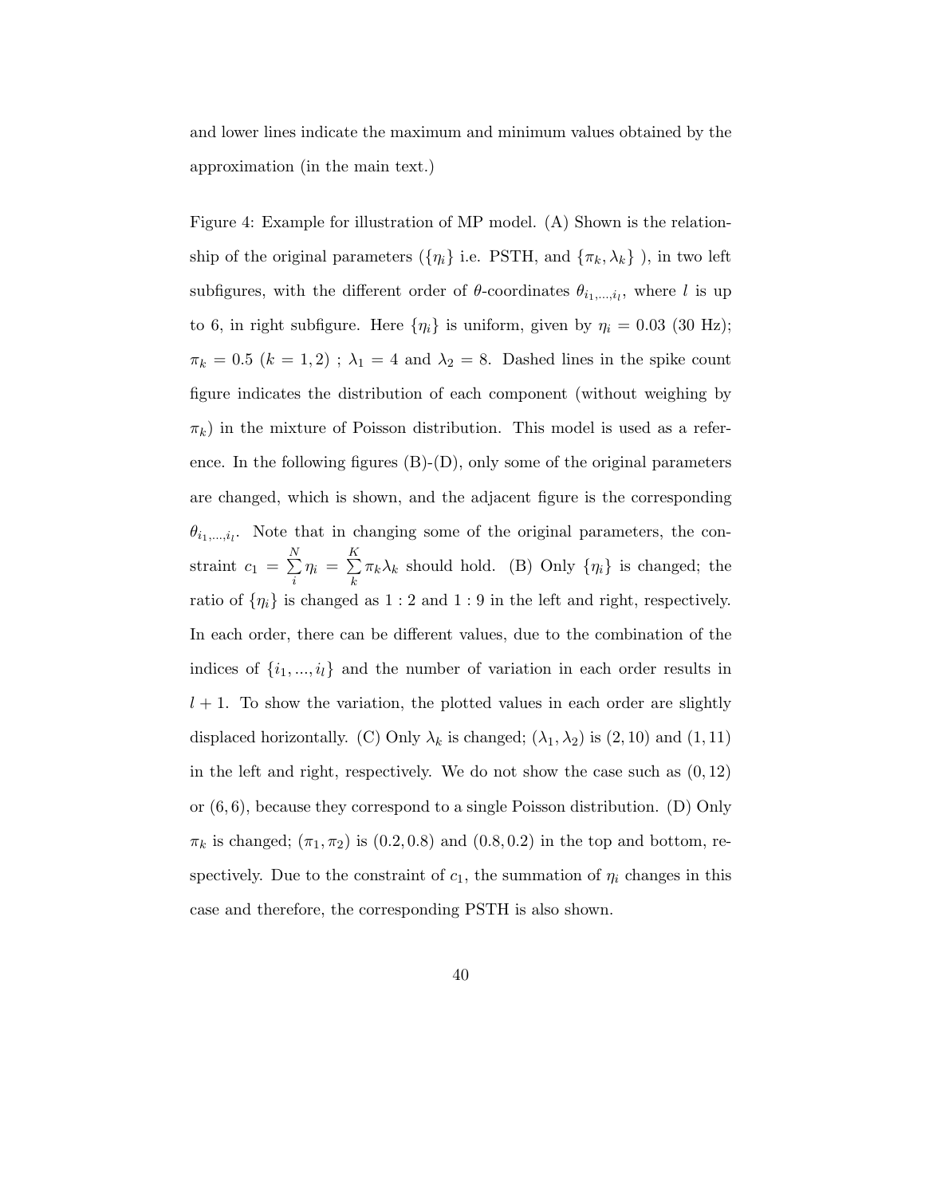and lower lines indicate the maximum and minimum values obtained by the approximation (in the main text.)

Figure 4: Example for illustration of MP model. (A) Shown is the relationship of the original parameters ($\{\eta_i\}$ i.e. PSTH, and $\{\pi_k, \lambda_k\}$ ), in two left subfigures, with the different order of $\theta$-coordinates $\theta_{i_1,...,i_l}$, where $l$ is up to 6, in right subfigure. Here $\{\eta_i\}$ is uniform, given by $\eta_i = 0.03$ (30 Hz); $\pi_k = 0.5$ $(k = 1, 2)$ ; $\lambda_1 = 4$ and $\lambda_2 = 8$. Dashed lines in the spike count figure indicates the distribution of each component (without weighing by $\pi_k$) in the mixture of Poisson distribution. This model is used as a reference. In the following figures (B)-(D), only some of the original parameters are changed, which is shown, and the adjacent figure is the corresponding $\theta_{i_1,...,i_l}$. Note that in changing some of the original parameters, the constraint $c_1 = \sum_i^N \eta_i = \sum_k^K \pi_k \lambda_k$ should hold. (B) Only $\{\eta_i\}$ is changed; the ratio of $\{\eta_i\}$ is changed as $1:2$ and $1:9$ in the left and right, respectively. In each order, there can be different values, due to the combination of the indices of $\{i_1, ..., i_l\}$ and the number of variation in each order results in $l + 1$. To show the variation, the plotted values in each order are slightly displaced horizontally. (C) Only $\lambda_k$ is changed; $(\lambda_1, \lambda_2)$ is $(2, 10)$ and $(1, 11)$ in the left and right, respectively. We do not show the case such as $(0, 12)$ or $(6, 6)$, because they correspond to a single Poisson distribution. (D) Only $\pi_k$ is changed; $(\pi_1, \pi_2)$ is $(0.2, 0.8)$ and $(0.8, 0.2)$ in the top and bottom, respectively. Due to the constraint of $c_1$, the summation of $\eta_i$ changes in this case and therefore, the corresponding PSTH is also shown.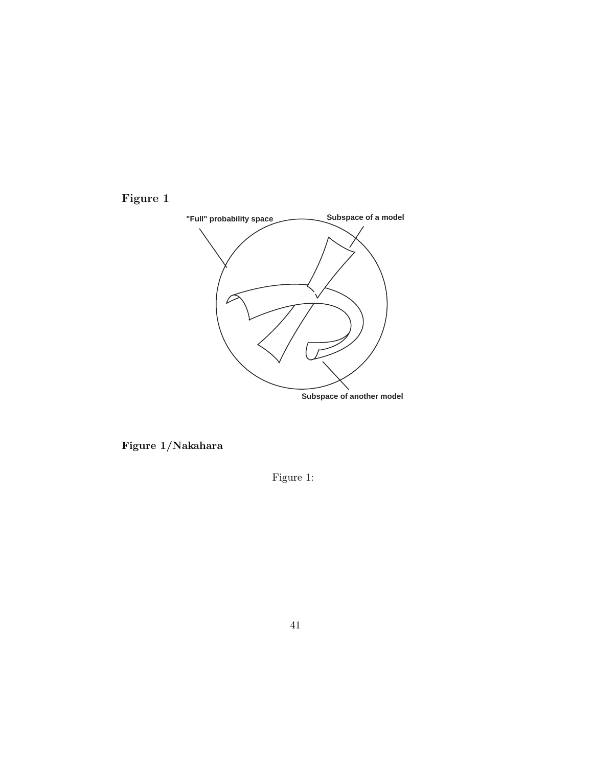**Figure 1**

**Figure 1/Nakahara**

Figure 1: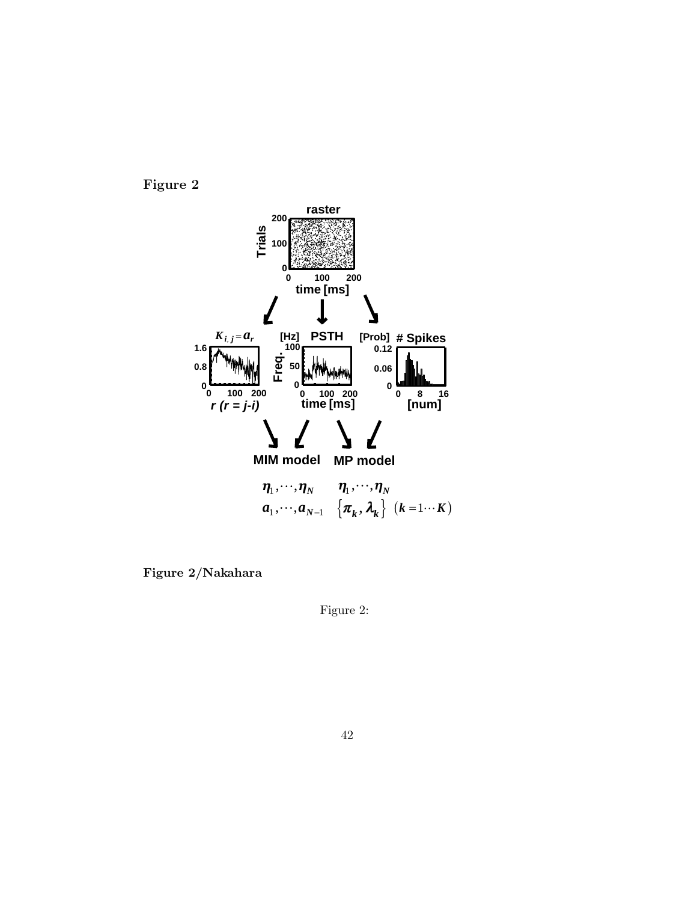**Figure 2**

raster

Trials

time [ms]

$K_{i,j} = a_r$

$r$ ($r = j$-$i$)

PSTH

[Hz]

Freq.

time [ms]

# Spikes

[Prob]

[num]

MIM model

MP model

$\eta_1, \cdots, \eta_N$ $\quad$ $\eta_1, \cdots, \eta_N$

$a_1, \cdots, a_{N-1}$ $\quad$ $\{\pi_k, \lambda_k\}$ $(k = 1 \cdots K)$

**Figure 2/Nakahara**

Figure 2: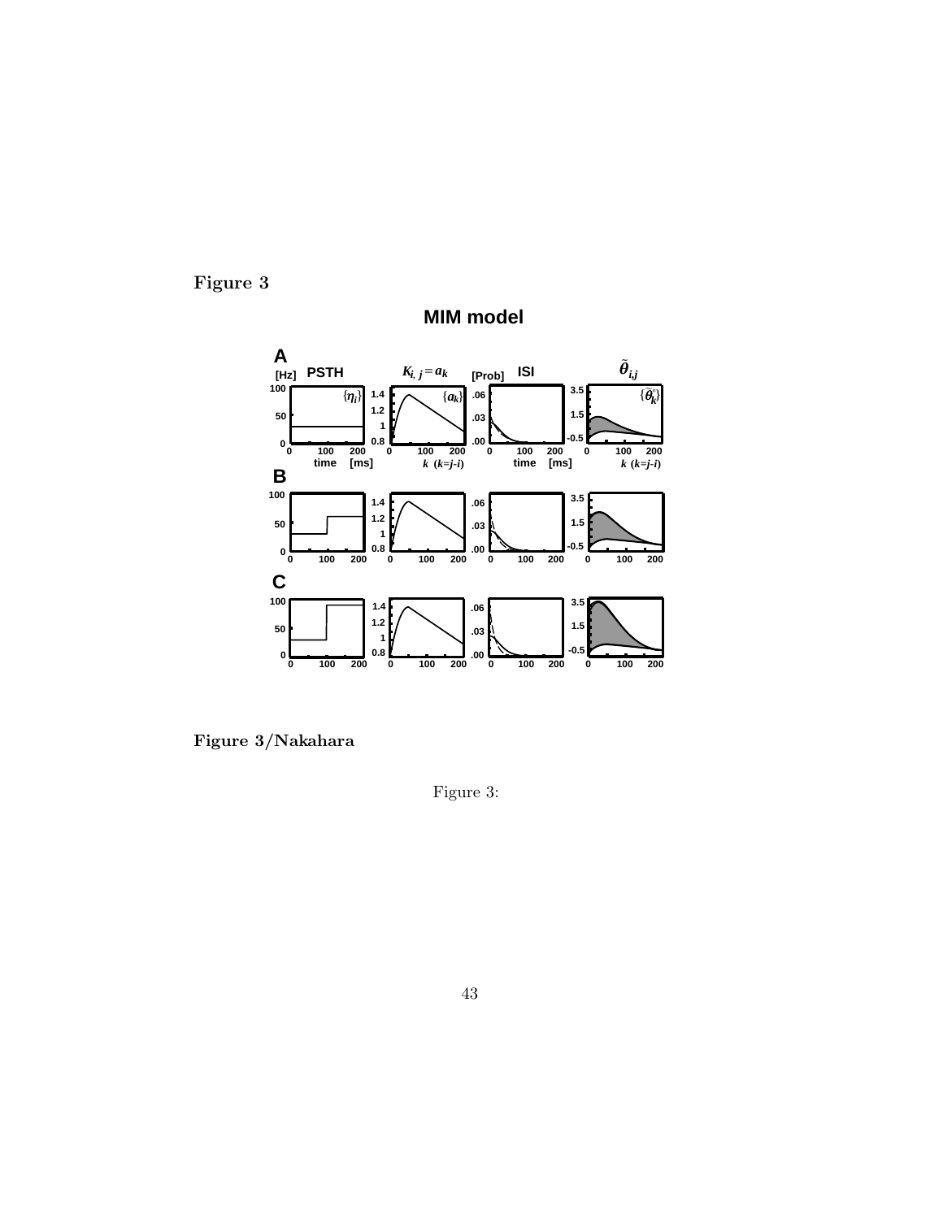**Figure 3**

**Figure 3/Nakahara**

Figure 3: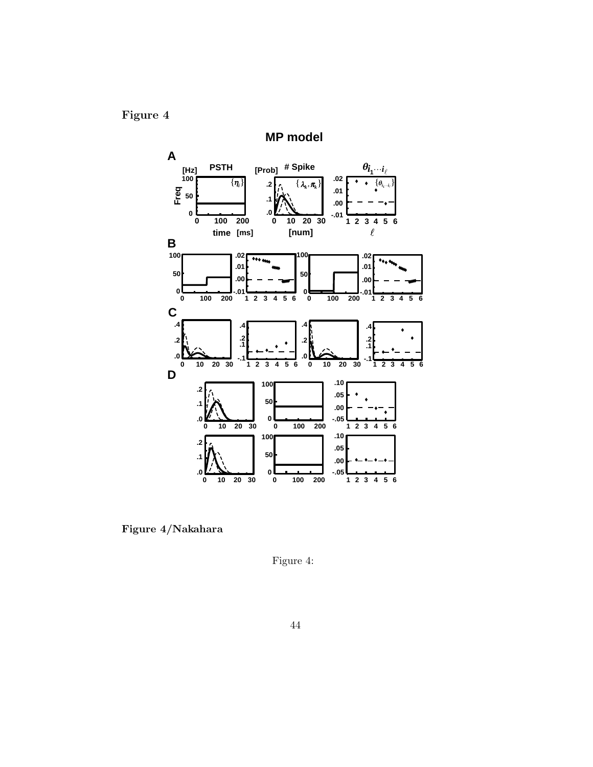**Figure 4**

MP model

A

PSTH

[Hz]

Freq

100

50

0

0 100 200

time [ms]

$\{\eta_i\}$

# Spike

[Prob]

.2

.1

.0

0 10 20 30

[num]

$\{\lambda_k, \pi_k\}$

$\theta_{i_1 \cdots i_\ell}$

.02

.01

.00

-.01

1 2 3 4 5 6

$\ell$

$\{\theta_{i_1 \cdots i_\ell}\}$

B

100

50

0

0 100 200

.02

.01

.00

-.01

1 2 3 4 5 6

100

50

0

0 100 200

.02

.01

.00

-.01

1 2 3 4 5 6

C

.4

.2

.0

0 10 20 30

.4

.2

.1

-.1

1 2 3 4 5 6

.4

.2

.0

0 10 20 30

.4

.2

.1

-.1

1 2 3 4 5 6

D

.2

.1

.0

0 10 20 30

100

50

0

0 100 200

.10

.05

.00

-.05

1 2 3 4 5 6

.2

.1

.0

0 10 20 30

100

50

0

0 100 200

.10

.05

.00

-.05

1 2 3 4 5 6

**Figure 4/Nakahara**

Figure 4: